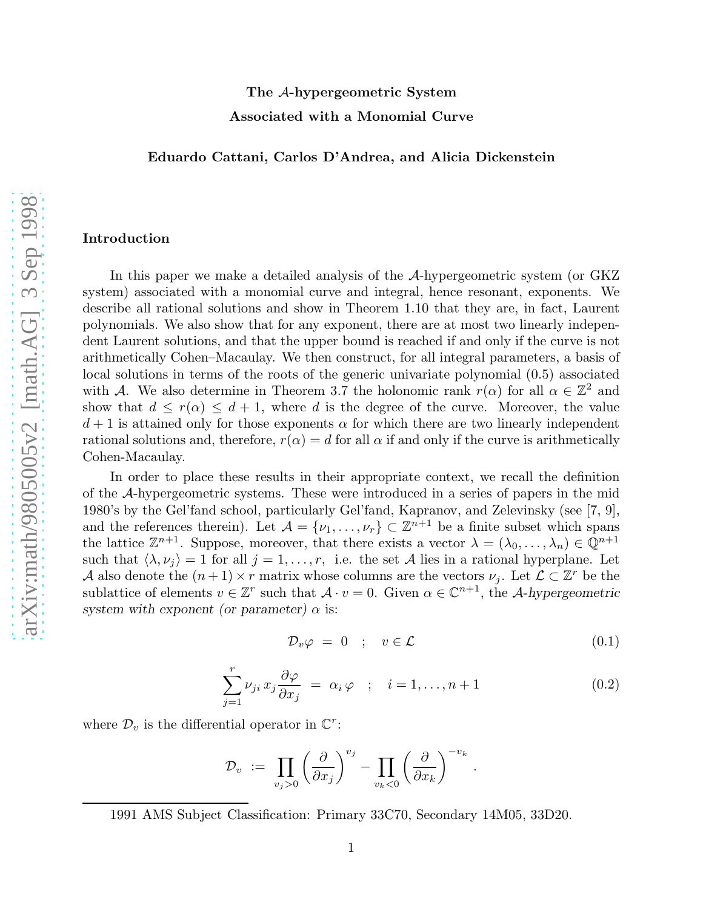# The $\mathcal{A}$-hypergeometric System
# Associated with a Monomial Curve

**Eduardo Cattani, Carlos D'Andrea, and Alicia Dickenstein**

## Introduction

In this paper we make a detailed analysis of the $\mathcal{A}$-hypergeometric system (or GKZ system) associated with a monomial curve and integral, hence resonant, exponents. We describe all rational solutions and show in Theorem 1.10 that they are, in fact, Laurent polynomials. We also show that for any exponent, there are at most two linearly independent Laurent solutions, and that the upper bound is reached if and only if the curve is not arithmetically Cohen–Macaulay. We then construct, for all integral parameters, a basis of local solutions in terms of the roots of the generic univariate polynomial (0.5) associated with $\mathcal{A}$. We also determine in Theorem 3.7 the holonomic rank $r(\alpha)$ for all $\alpha \in \mathbb{Z}^2$ and show that $d \leq r(\alpha) \leq d+1$, where $d$ is the degree of the curve. Moreover, the value $d+1$ is attained only for those exponents $\alpha$ for which there are two linearly independent rational solutions and, therefore, $r(\alpha) = d$ for all $\alpha$ if and only if the curve is arithmetically Cohen-Macaulay.

In order to place these results in their appropriate context, we recall the definition of the $\mathcal{A}$-hypergeometric systems. These were introduced in a series of papers in the mid 1980's by the Gel'fand school, particularly Gel'fand, Kapranov, and Zelevinsky (see [7, 9], and the references therein). Let $\mathcal{A} = \{\nu_1, \ldots, \nu_r\} \subset \mathbb{Z}^{n+1}$ be a finite subset which spans the lattice $\mathbb{Z}^{n+1}$. Suppose, moreover, that there exists a vector $\lambda = (\lambda_0, \ldots, \lambda_n) \in \mathbb{Q}^{n+1}$ such that $\langle \lambda, \nu_j \rangle = 1$ for all $j = 1, \ldots, r$, i.e. the set $\mathcal{A}$ lies in a rational hyperplane. Let $\mathcal{A}$ also denote the $(n+1) \times r$ matrix whose columns are the vectors $\nu_j$. Let $\mathcal{L} \subset \mathbb{Z}^r$ be the sublattice of elements $v \in \mathbb{Z}^r$ such that $\mathcal{A} \cdot v = 0$. Given $\alpha \in \mathbb{C}^{n+1}$, the *$\mathcal{A}$-hypergeometric system with exponent (or parameter) $\alpha$* is:

$$\mathcal{D}_v \varphi \;=\; 0 \quad ; \quad v \in \mathcal{L} \tag{0.1}$$

$$\sum_{j=1}^{r} \nu_{ji}\, x_j \frac{\partial \varphi}{\partial x_j} \;=\; \alpha_i\, \varphi \quad ; \quad i = 1, \ldots, n+1 \tag{0.2}$$

where $\mathcal{D}_v$ is the differential operator in $\mathbb{C}^r$:

$$\mathcal{D}_v \;:=\; \prod_{v_j > 0} \left(\frac{\partial}{\partial x_j}\right)^{v_j} - \prod_{v_k < 0} \left(\frac{\partial}{\partial x_k}\right)^{-v_k}.$$

---

1991 AMS Subject Classification: Primary 33C70, Secondary 14M05, 33D20.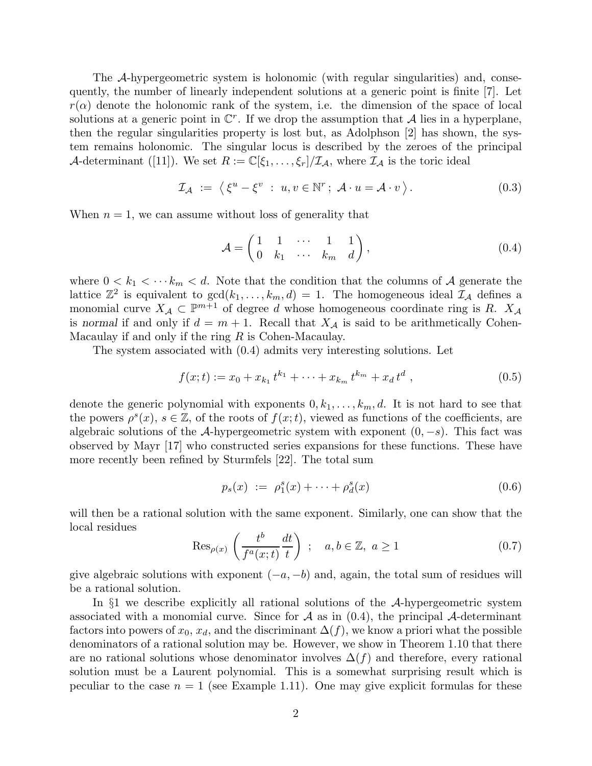The $\mathcal{A}$-hypergeometric system is holonomic (with regular singularities) and, consequently, the number of linearly independent solutions at a generic point is finite [7]. Let $r(\alpha)$ denote the holonomic rank of the system, i.e. the dimension of the space of local solutions at a generic point in $\mathbb{C}^r$. If we drop the assumption that $\mathcal{A}$ lies in a hyperplane, then the regular singularities property is lost but, as Adolphson [2] has shown, the system remains holonomic. The singular locus is described by the zeroes of the principal $\mathcal{A}$-determinant ([11]). We set $R := \mathbb{C}[\xi_1, \ldots, \xi_r]/\mathcal{I}_{\mathcal{A}}$, where $\mathcal{I}_{\mathcal{A}}$ is the toric ideal

$$\mathcal{I}_{\mathcal{A}} \ := \ \left\langle\, \xi^u - \xi^v \ : \ u, v \in \mathbb{N}^r \,;\ \mathcal{A}\cdot u = \mathcal{A}\cdot v \,\right\rangle . \tag{0.3}$$

When $n = 1$, we can assume without loss of generality that

$$\mathcal{A} = \begin{pmatrix} 1 & 1 & \cdots & 1 & 1 \\ 0 & k_1 & \cdots & k_m & d \end{pmatrix}, \tag{0.4}$$

where $0 < k_1 < \cdots k_m < d$. Note that the condition that the columns of $\mathcal{A}$ generate the lattice $\mathbb{Z}^2$ is equivalent to $\gcd(k_1, \ldots, k_m, d) = 1$. The homogeneous ideal $\mathcal{I}_{\mathcal{A}}$ defines a monomial curve $X_{\mathcal{A}} \subset \mathbb{P}^{m+1}$ of degree $d$ whose homogeneous coordinate ring is $R$. $X_{\mathcal{A}}$ is *normal* if and only if $d = m+1$. Recall that $X_{\mathcal{A}}$ is said to be arithmetically Cohen-Macaulay if and only if the ring $R$ is Cohen-Macaulay.

The system associated with (0.4) admits very interesting solutions. Let

$$f(x;t) := x_0 + x_{k_1}\, t^{k_1} + \cdots + x_{k_m}\, t^{k_m} + x_d\, t^d \ , \tag{0.5}$$

denote the generic polynomial with exponents $0, k_1, \ldots, k_m, d$. It is not hard to see that the powers $\rho^s(x)$, $s \in \mathbb{Z}$, of the roots of $f(x;t)$, viewed as functions of the coefficients, are algebraic solutions of the $\mathcal{A}$-hypergeometric system with exponent $(0, -s)$. This fact was observed by Mayr [17] who constructed series expansions for these functions. These have more recently been refined by Sturmfels [22]. The total sum

$$p_s(x) \ := \ \rho_1^s(x) + \cdots + \rho_d^s(x) \tag{0.6}$$

will then be a rational solution with the same exponent. Similarly, one can show that the local residues

$$\operatorname{Res}_{\rho(x)} \left( \frac{t^b}{f^a(x;t)} \frac{dt}{t} \right) \ ; \quad a, b \in \mathbb{Z},\ a \geq 1 \tag{0.7}$$

give algebraic solutions with exponent $(-a, -b)$ and, again, the total sum of residues will be a rational solution.

In §1 we describe explicitly all rational solutions of the $\mathcal{A}$-hypergeometric system associated with a monomial curve. Since for $\mathcal{A}$ as in (0.4), the principal $\mathcal{A}$-determinant factors into powers of $x_0$, $x_d$, and the discriminant $\Delta(f)$, we know a priori what the possible denominators of a rational solution may be. However, we show in Theorem 1.10 that there are no rational solutions whose denominator involves $\Delta(f)$ and therefore, every rational solution must be a Laurent polynomial. This is a somewhat surprising result which is peculiar to the case $n = 1$ (see Example 1.11). One may give explicit formulas for these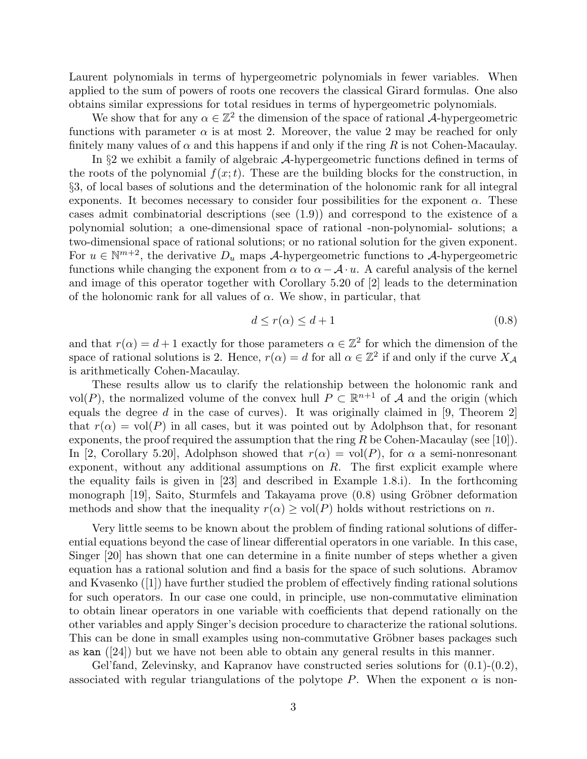Laurent polynomials in terms of hypergeometric polynomials in fewer variables. When applied to the sum of powers of roots one recovers the classical Girard formulas. One also obtains similar expressions for total residues in terms of hypergeometric polynomials.

We show that for any $\alpha \in \mathbb{Z}^2$ the dimension of the space of rational $\mathcal{A}$-hypergeometric functions with parameter $\alpha$ is at most 2. Moreover, the value 2 may be reached for only finitely many values of $\alpha$ and this happens if and only if the ring $R$ is not Cohen-Macaulay.

In §2 we exhibit a family of algebraic $\mathcal{A}$-hypergeometric functions defined in terms of the roots of the polynomial $f(x;t)$. These are the building blocks for the construction, in §3, of local bases of solutions and the determination of the holonomic rank for all integral exponents. It becomes necessary to consider four possibilities for the exponent $\alpha$. These cases admit combinatorial descriptions (see (1.9)) and correspond to the existence of a polynomial solution; a one-dimensional space of rational -non-polynomial- solutions; a two-dimensional space of rational solutions; or no rational solution for the given exponent. For $u \in \mathbb{N}^{m+2}$, the derivative $D_u$ maps $\mathcal{A}$-hypergeometric functions to $\mathcal{A}$-hypergeometric functions while changing the exponent from $\alpha$ to $\alpha - \mathcal{A} \cdot u$. A careful analysis of the kernel and image of this operator together with Corollary 5.20 of [2] leads to the determination of the holonomic rank for all values of $\alpha$. We show, in particular, that

$$d \leq r(\alpha) \leq d+1 \tag{0.8}$$

and that $r(\alpha) = d+1$ exactly for those parameters $\alpha \in \mathbb{Z}^2$ for which the dimension of the space of rational solutions is 2. Hence, $r(\alpha) = d$ for all $\alpha \in \mathbb{Z}^2$ if and only if the curve $X_{\mathcal{A}}$ is arithmetically Cohen-Macaulay.

These results allow us to clarify the relationship between the holonomic rank and $\mathrm{vol}(P)$, the normalized volume of the convex hull $P \subset \mathbb{R}^{n+1}$ of $\mathcal{A}$ and the origin (which equals the degree $d$ in the case of curves). It was originally claimed in [9, Theorem 2] that $r(\alpha) = \mathrm{vol}(P)$ in all cases, but it was pointed out by Adolphson that, for resonant exponents, the proof required the assumption that the ring $R$ be Cohen-Macaulay (see [10]). In [2, Corollary 5.20], Adolphson showed that $r(\alpha) = \mathrm{vol}(P)$, for $\alpha$ a semi-nonresonant exponent, without any additional assumptions on $R$. The first explicit example where the equality fails is given in [23] and described in Example 1.8.i). In the forthcoming monograph [19], Saito, Sturmfels and Takayama prove (0.8) using Gröbner deformation methods and show that the inequality $r(\alpha) \geq \mathrm{vol}(P)$ holds without restrictions on $n$.

Very little seems to be known about the problem of finding rational solutions of differential equations beyond the case of linear differential operators in one variable. In this case, Singer [20] has shown that one can determine in a finite number of steps whether a given equation has a rational solution and find a basis for the space of such solutions. Abramov and Kvasenko ([1]) have further studied the problem of effectively finding rational solutions for such operators. In our case one could, in principle, use non-commutative elimination to obtain linear operators in one variable with coefficients that depend rationally on the other variables and apply Singer's decision procedure to characterize the rational solutions. This can be done in small examples using non-commutative Gröbner bases packages such as `kan` ([24]) but we have not been able to obtain any general results in this manner.

Gel'fand, Zelevinsky, and Kapranov have constructed series solutions for (0.1)-(0.2), associated with regular triangulations of the polytope $P$. When the exponent $\alpha$ is non-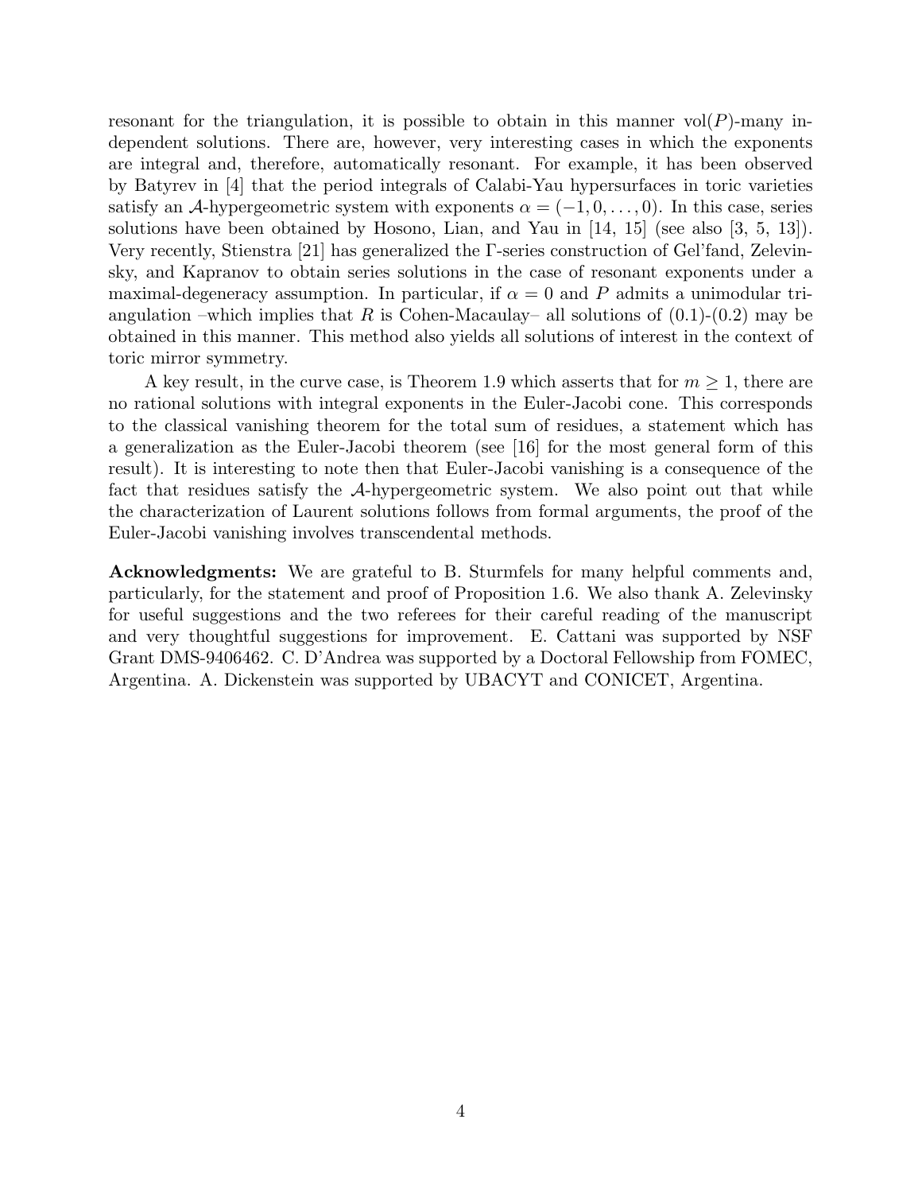resonant for the triangulation, it is possible to obtain in this manner $\mathrm{vol}(P)$-many independent solutions. There are, however, very interesting cases in which the exponents are integral and, therefore, automatically resonant. For example, it has been observed by Batyrev in [4] that the period integrals of Calabi-Yau hypersurfaces in toric varieties satisfy an $\mathcal{A}$-hypergeometric system with exponents $\alpha = (-1, 0, \ldots, 0)$. In this case, series solutions have been obtained by Hosono, Lian, and Yau in [14, 15] (see also [3, 5, 13]). Very recently, Stienstra [21] has generalized the $\Gamma$-series construction of Gel'fand, Zelevinsky, and Kapranov to obtain series solutions in the case of resonant exponents under a maximal-degeneracy assumption. In particular, if $\alpha = 0$ and $P$ admits a unimodular triangulation –which implies that $R$ is Cohen-Macaulay– all solutions of (0.1)-(0.2) may be obtained in this manner. This method also yields all solutions of interest in the context of toric mirror symmetry.

A key result, in the curve case, is Theorem 1.9 which asserts that for $m \geq 1$, there are no rational solutions with integral exponents in the Euler-Jacobi cone. This corresponds to the classical vanishing theorem for the total sum of residues, a statement which has a generalization as the Euler-Jacobi theorem (see [16] for the most general form of this result). It is interesting to note then that Euler-Jacobi vanishing is a consequence of the fact that residues satisfy the $\mathcal{A}$-hypergeometric system. We also point out that while the characterization of Laurent solutions follows from formal arguments, the proof of the Euler-Jacobi vanishing involves transcendental methods.

**Acknowledgments:** We are grateful to B. Sturmfels for many helpful comments and, particularly, for the statement and proof of Proposition 1.6. We also thank A. Zelevinsky for useful suggestions and the two referees for their careful reading of the manuscript and very thoughtful suggestions for improvement. E. Cattani was supported by NSF Grant DMS-9406462. C. D'Andrea was supported by a Doctoral Fellowship from FOMEC, Argentina. A. Dickenstein was supported by UBACYT and CONICET, Argentina.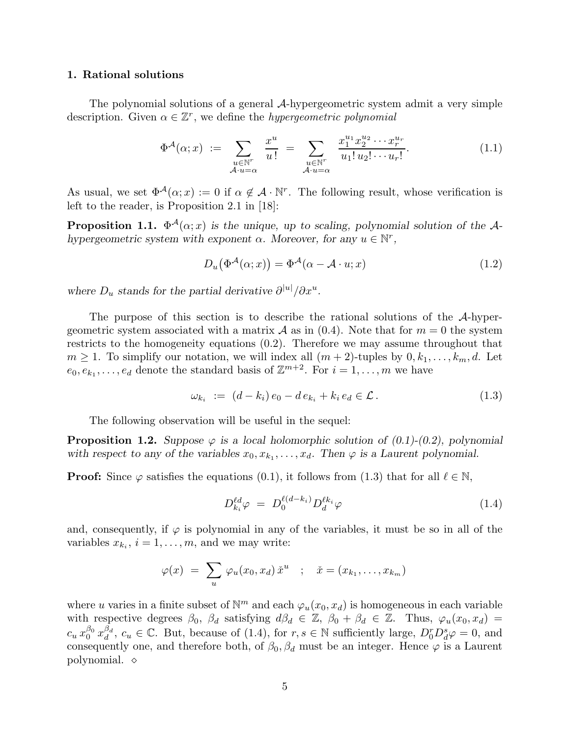## 1. Rational solutions

The polynomial solutions of a general $\mathcal{A}$-hypergeometric system admit a very simple description. Given $\alpha \in \mathbb{Z}^r$, we define the *hypergeometric polynomial*

$$\Phi^{\mathcal{A}}(\alpha; x) \;:=\; \sum_{\substack{u \in \mathbb{N}^r \\ \mathcal{A} \cdot u = \alpha}} \frac{x^u}{u\,!} \;=\; \sum_{\substack{u \in \mathbb{N}^r \\ \mathcal{A} \cdot u = \alpha}} \frac{x_1^{u_1} x_2^{u_2} \cdots x_r^{u_r}}{u_1!\, u_2! \cdots u_r!}. \tag{1.1}$$

As usual, we set $\Phi^{\mathcal{A}}(\alpha; x) := 0$ if $\alpha \notin \mathcal{A} \cdot \mathbb{N}^r$. The following result, whose verification is left to the reader, is Proposition 2.1 in [18]:

**Proposition 1.1.** *$\Phi^{\mathcal{A}}(\alpha; x)$ is the unique, up to scaling, polynomial solution of the $\mathcal{A}$-hypergeometric system with exponent $\alpha$. Moreover, for any $u \in \mathbb{N}^r$,*

$$D_u\big(\Phi^{\mathcal{A}}(\alpha; x)\big) = \Phi^{\mathcal{A}}(\alpha - \mathcal{A} \cdot u; x) \tag{1.2}$$

*where $D_u$ stands for the partial derivative $\partial^{|u|}/\partial x^u$.*

The purpose of this section is to describe the rational solutions of the $\mathcal{A}$-hypergeometric system associated with a matrix $\mathcal{A}$ as in (0.4). Note that for $m = 0$ the system restricts to the homogeneity equations (0.2). Therefore we may assume throughout that $m \geq 1$. To simplify our notation, we will index all $(m+2)$-tuples by $0, k_1, \ldots, k_m, d$. Let $e_0, e_{k_1}, \ldots, e_d$ denote the standard basis of $\mathbb{Z}^{m+2}$. For $i = 1, \ldots, m$ we have

$$\omega_{k_i} \;:=\; (d - k_i)\, e_0 - d\, e_{k_i} + k_i\, e_d \in \mathcal{L}\,. \tag{1.3}$$

The following observation will be useful in the sequel:

**Proposition 1.2.** *Suppose $\varphi$ is a local holomorphic solution of (0.1)-(0.2), polynomial with respect to any of the variables $x_0, x_{k_1}, \ldots, x_d$. Then $\varphi$ is a Laurent polynomial.*

**Proof:** Since $\varphi$ satisfies the equations (0.1), it follows from (1.3) that for all $\ell \in \mathbb{N}$,

$$D_{k_i}^{\ell d} \varphi \;=\; D_0^{\ell(d-k_i)} D_d^{\ell k_i} \varphi \tag{1.4}$$

and, consequently, if $\varphi$ is polynomial in any of the variables, it must be so in all of the variables $x_{k_i}$, $i = 1, \ldots, m$, and we may write:

$$\varphi(x) \;=\; \sum_u \varphi_u(x_0, x_d)\, \check{x}^u \quad ; \quad \check{x} = (x_{k_1}, \ldots, x_{k_m})$$

where $u$ varies in a finite subset of $\mathbb{N}^m$ and each $\varphi_u(x_0, x_d)$ is homogeneous in each variable with respective degrees $\beta_0$, $\beta_d$ satisfying $d\beta_d \in \mathbb{Z}$, $\beta_0 + \beta_d \in \mathbb{Z}$. Thus, $\varphi_u(x_0, x_d) = c_u\, x_0^{\beta_0}\, x_d^{\beta_d}$, $c_u \in \mathbb{C}$. But, because of (1.4), for $r, s \in \mathbb{N}$ sufficiently large, $D_0^r D_d^s \varphi = 0$, and consequently one, and therefore both, of $\beta_0, \beta_d$ must be an integer. Hence $\varphi$ is a Laurent polynomial. $\diamond$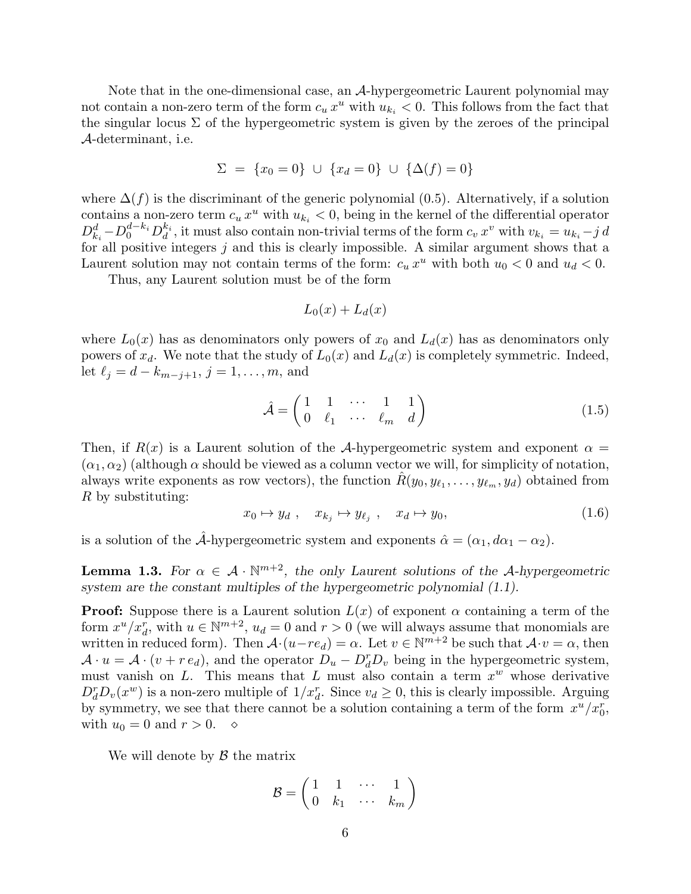Note that in the one-dimensional case, an $\mathcal{A}$-hypergeometric Laurent polynomial may not contain a non-zero term of the form $c_u\, x^u$ with $u_{k_i} < 0$. This follows from the fact that the singular locus $\Sigma$ of the hypergeometric system is given by the zeroes of the principal $\mathcal{A}$-determinant, i.e.

$$\Sigma \;=\; \{x_0 = 0\} \;\cup\; \{x_d = 0\} \;\cup\; \{\Delta(f) = 0\}$$

where $\Delta(f)$ is the discriminant of the generic polynomial (0.5). Alternatively, if a solution contains a non-zero term $c_u\, x^u$ with $u_{k_i} < 0$, being in the kernel of the differential operator $D^d_{k_i} - D_0^{d-k_i} D_d^{k_i}$, it must also contain non-trivial terms of the form $c_v\, x^v$ with $v_{k_i} = u_{k_i} - j\, d$ for all positive integers $j$ and this is clearly impossible. A similar argument shows that a Laurent solution may not contain terms of the form: $c_u\, x^u$ with both $u_0 < 0$ and $u_d < 0$.

Thus, any Laurent solution must be of the form

$$L_0(x) + L_d(x)$$

where $L_0(x)$ has as denominators only powers of $x_0$ and $L_d(x)$ has as denominators only powers of $x_d$. We note that the study of $L_0(x)$ and $L_d(x)$ is completely symmetric. Indeed, let $\ell_j = d - k_{m-j+1}$, $j = 1, \ldots, m$, and

$$\hat{\mathcal{A}} = \begin{pmatrix} 1 & 1 & \cdots & 1 & 1 \\ 0 & \ell_1 & \cdots & \ell_m & d \end{pmatrix} \tag{1.5}$$

Then, if $R(x)$ is a Laurent solution of the $\mathcal{A}$-hypergeometric system and exponent $\alpha = (\alpha_1, \alpha_2)$ (although $\alpha$ should be viewed as a column vector we will, for simplicity of notation, always write exponents as row vectors), the function $\hat{R}(y_0, y_{\ell_1}, \ldots, y_{\ell_m}, y_d)$ obtained from $R$ by substituting:

$$x_0 \mapsto y_d \;, \quad x_{k_j} \mapsto y_{\ell_j} \;, \quad x_d \mapsto y_0, \tag{1.6}$$

is a solution of the $\hat{\mathcal{A}}$-hypergeometric system and exponents $\hat{\alpha} = (\alpha_1, d\alpha_1 - \alpha_2)$.

**Lemma 1.3.** *For $\alpha \in \mathcal{A} \cdot \mathbb{N}^{m+2}$, the only Laurent solutions of the $\mathcal{A}$-hypergeometric system are the constant multiples of the hypergeometric polynomial (1.1).*

**Proof:** Suppose there is a Laurent solution $L(x)$ of exponent $\alpha$ containing a term of the form $x^u/x_d^r$, with $u \in \mathbb{N}^{m+2}$, $u_d = 0$ and $r > 0$ (we will always assume that monomials are written in reduced form). Then $\mathcal{A}\cdot(u - r e_d) = \alpha$. Let $v \in \mathbb{N}^{m+2}$ be such that $\mathcal{A}\cdot v = \alpha$, then $\mathcal{A} \cdot u = \mathcal{A} \cdot (v + r\, e_d)$, and the operator $D_u - D_d^r D_v$ being in the hypergeometric system, must vanish on $L$. This means that $L$ must also contain a term $x^w$ whose derivative $D_d^r D_v(x^w)$ is a non-zero multiple of $1/x_d^r$. Since $v_d \geq 0$, this is clearly impossible. Arguing by symmetry, we see that there cannot be a solution containing a term of the form $x^u/x_0^r$, with $u_0 = 0$ and $r > 0$. $\diamond$

We will denote by $\mathcal{B}$ the matrix

$$\mathcal{B} = \begin{pmatrix} 1 & 1 & \cdots & 1 \\ 0 & k_1 & \cdots & k_m \end{pmatrix}$$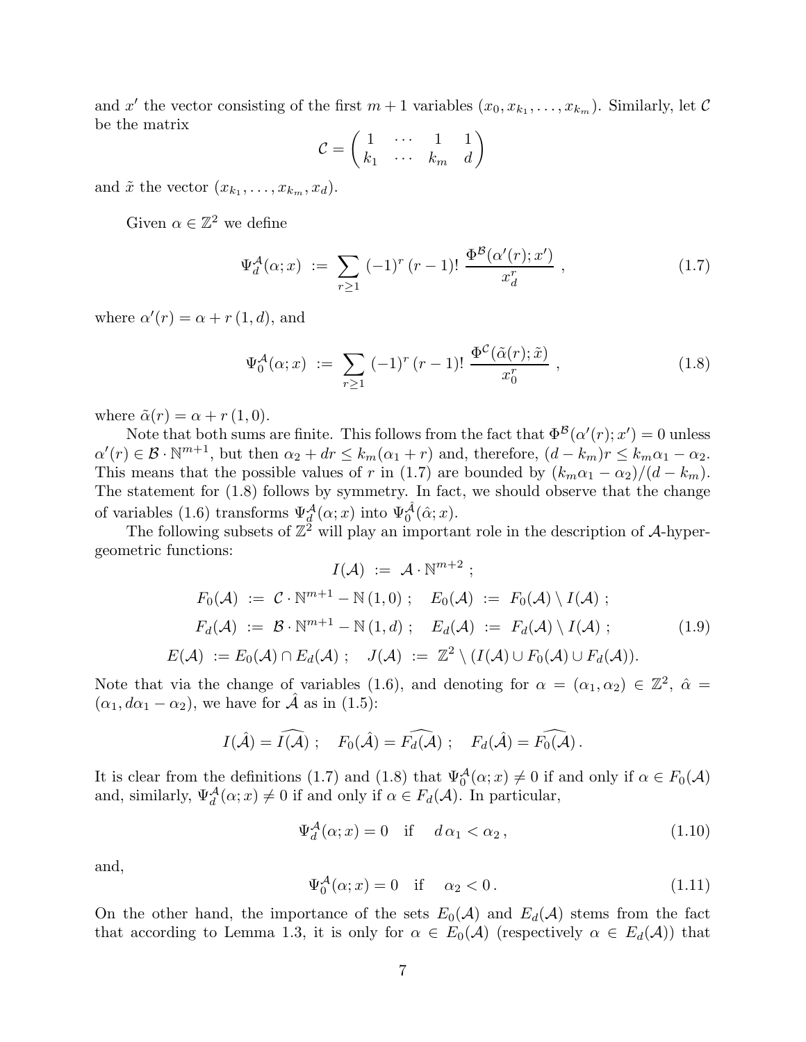and $x'$ the vector consisting of the first $m+1$ variables $(x_0, x_{k_1}, \ldots, x_{k_m})$. Similarly, let $\mathcal{C}$ be the matrix

$$\mathcal{C} = \begin{pmatrix} 1 & \cdots & 1 & 1 \\ k_1 & \cdots & k_m & d \end{pmatrix}$$

and $\tilde{x}$ the vector $(x_{k_1}, \ldots, x_{k_m}, x_d)$.

Given $\alpha \in \mathbb{Z}^2$ we define

$$\Psi_d^{\mathcal{A}}(\alpha; x) \; := \; \sum_{r \geq 1} (-1)^r \, (r-1)! \, \frac{\Phi^{\mathcal{B}}(\alpha'(r); x')}{x_d^r} \; , \tag{1.7}$$

where $\alpha'(r) = \alpha + r\,(1, d)$, and

$$\Psi_0^{\mathcal{A}}(\alpha; x) \; := \; \sum_{r \geq 1} (-1)^r \, (r-1)! \, \frac{\Phi^{\mathcal{C}}(\tilde{\alpha}(r); \tilde{x})}{x_0^r} \; , \tag{1.8}$$

where $\tilde{\alpha}(r) = \alpha + r\,(1, 0)$.

Note that both sums are finite. This follows from the fact that $\Phi^{\mathcal{B}}(\alpha'(r); x') = 0$ unless $\alpha'(r) \in \mathcal{B} \cdot \mathbb{N}^{m+1}$, but then $\alpha_2 + dr \leq k_m(\alpha_1 + r)$ and, therefore, $(d - k_m)r \leq k_m \alpha_1 - \alpha_2$. This means that the possible values of $r$ in (1.7) are bounded by $(k_m\alpha_1 - \alpha_2)/(d - k_m)$. The statement for (1.8) follows by symmetry. In fact, we should observe that the change of variables (1.6) transforms $\Psi_d^{\mathcal{A}}(\alpha; x)$ into $\Psi_0^{\hat{\mathcal{A}}}(\hat{\alpha}; x)$.

The following subsets of $\mathbb{Z}^2$ will play an important role in the description of $\mathcal{A}$-hypergeometric functions:

$$\begin{gathered} I(\mathcal{A}) \; := \; \mathcal{A} \cdot \mathbb{N}^{m+2} \; ; \\ F_0(\mathcal{A}) \; := \; \mathcal{C} \cdot \mathbb{N}^{m+1} - \mathbb{N}\,(1,0) \; ; \quad E_0(\mathcal{A}) \; := \; F_0(\mathcal{A}) \setminus I(\mathcal{A}) \; ; \\ F_d(\mathcal{A}) \; := \; \mathcal{B} \cdot \mathbb{N}^{m+1} - \mathbb{N}\,(1,d) \; ; \quad E_d(\mathcal{A}) \; := \; F_d(\mathcal{A}) \setminus I(\mathcal{A}) \; ; \\ E(\mathcal{A}) \; := E_0(\mathcal{A}) \cap E_d(\mathcal{A}) \; ; \quad J(\mathcal{A}) \; := \; \mathbb{Z}^2 \setminus (I(\mathcal{A}) \cup F_0(\mathcal{A}) \cup F_d(\mathcal{A})). \end{gathered} \tag{1.9}$$

Note that via the change of variables (1.6), and denoting for $\alpha = (\alpha_1, \alpha_2) \in \mathbb{Z}^2$, $\hat{\alpha} = (\alpha_1, d\alpha_1 - \alpha_2)$, we have for $\hat{\mathcal{A}}$ as in (1.5):

$$I(\hat{\mathcal{A}}) = \widehat{I(\mathcal{A})} \; ; \quad F_0(\hat{\mathcal{A}}) = \widehat{F_d(\mathcal{A})} \; ; \quad F_d(\hat{\mathcal{A}}) = \widehat{F_0(\mathcal{A})} \, .$$

It is clear from the definitions (1.7) and (1.8) that $\Psi_0^{\mathcal{A}}(\alpha; x) \neq 0$ if and only if $\alpha \in F_0(\mathcal{A})$ and, similarly, $\Psi_d^{\mathcal{A}}(\alpha; x) \neq 0$ if and only if $\alpha \in F_d(\mathcal{A})$. In particular,

$$\Psi_d^{\mathcal{A}}(\alpha; x) = 0 \quad \text{if} \quad d\,\alpha_1 < \alpha_2 \, , \tag{1.10}$$

and,

$$\Psi_0^{\mathcal{A}}(\alpha; x) = 0 \quad \text{if} \quad \alpha_2 < 0 \, . \tag{1.11}$$

On the other hand, the importance of the sets $E_0(\mathcal{A})$ and $E_d(\mathcal{A})$ stems from the fact that according to Lemma 1.3, it is only for $\alpha \in E_0(\mathcal{A})$ (respectively $\alpha \in E_d(\mathcal{A})$) that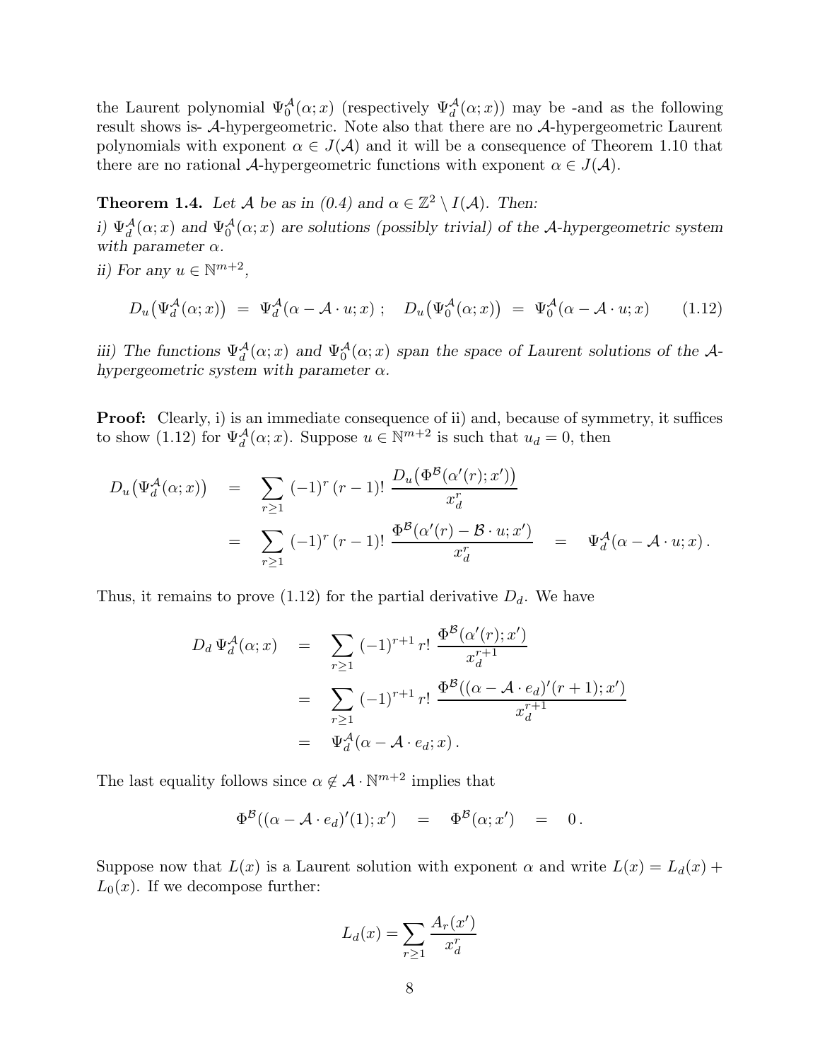the Laurent polynomial $\Psi_0^{\mathcal{A}}(\alpha;x)$ (respectively $\Psi_d^{\mathcal{A}}(\alpha;x)$) may be -and as the following result shows is- $\mathcal{A}$-hypergeometric. Note also that there are no $\mathcal{A}$-hypergeometric Laurent polynomials with exponent $\alpha \in J(\mathcal{A})$ and it will be a consequence of Theorem 1.10 that there are no rational $\mathcal{A}$-hypergeometric functions with exponent $\alpha \in J(\mathcal{A})$.

**Theorem 1.4.** *Let $\mathcal{A}$ be as in (0.4) and $\alpha \in \mathbb{Z}^2 \setminus I(\mathcal{A})$. Then:*

*i) $\Psi_d^{\mathcal{A}}(\alpha;x)$ and $\Psi_0^{\mathcal{A}}(\alpha;x)$ are solutions (possibly trivial) of the $\mathcal{A}$-hypergeometric system with parameter $\alpha$.*

*ii) For any $u \in \mathbb{N}^{m+2}$,*

$$D_u\big(\Psi_d^{\mathcal{A}}(\alpha;x)\big) \;=\; \Psi_d^{\mathcal{A}}(\alpha - \mathcal{A}\cdot u;x)\;;\quad D_u\big(\Psi_0^{\mathcal{A}}(\alpha;x)\big) \;=\; \Psi_0^{\mathcal{A}}(\alpha - \mathcal{A}\cdot u;x) \qquad (1.12)$$

*iii) The functions $\Psi_d^{\mathcal{A}}(\alpha;x)$ and $\Psi_0^{\mathcal{A}}(\alpha;x)$ span the space of Laurent solutions of the $\mathcal{A}$-hypergeometric system with parameter $\alpha$.*

**Proof:** Clearly, i) is an immediate consequence of ii) and, because of symmetry, it suffices to show (1.12) for $\Psi_d^{\mathcal{A}}(\alpha;x)$. Suppose $u \in \mathbb{N}^{m+2}$ is such that $u_d = 0$, then

$$\begin{aligned} D_u\big(\Psi_d^{\mathcal{A}}(\alpha;x)\big) &= \sum_{r\geq 1} (-1)^r\,(r-1)!\;\frac{D_u\big(\Phi^{\mathcal{B}}(\alpha'(r);x')\big)}{x_d^r} \\ &= \sum_{r\geq 1} (-1)^r\,(r-1)!\;\frac{\Phi^{\mathcal{B}}(\alpha'(r) - \mathcal{B}\cdot u;x')}{x_d^r} \quad = \quad \Psi_d^{\mathcal{A}}(\alpha - \mathcal{A}\cdot u;x)\,. \end{aligned}$$

Thus, it remains to prove (1.12) for the partial derivative $D_d$. We have

$$\begin{aligned} D_d\,\Psi_d^{\mathcal{A}}(\alpha;x) &= \sum_{r\geq 1} (-1)^{r+1}\,r!\;\frac{\Phi^{\mathcal{B}}(\alpha'(r);x')}{x_d^{r+1}} \\ &= \sum_{r\geq 1} (-1)^{r+1}\,r!\;\frac{\Phi^{\mathcal{B}}((\alpha - \mathcal{A}\cdot e_d)'(r+1);x')}{x_d^{r+1}} \\ &= \Psi_d^{\mathcal{A}}(\alpha - \mathcal{A}\cdot e_d;x)\,. \end{aligned}$$

The last equality follows since $\alpha \notin \mathcal{A}\cdot\mathbb{N}^{m+2}$ implies that

$$\Phi^{\mathcal{B}}((\alpha - \mathcal{A}\cdot e_d)'(1);x') \quad = \quad \Phi^{\mathcal{B}}(\alpha;x') \quad = \quad 0\,.$$

Suppose now that $L(x)$ is a Laurent solution with exponent $\alpha$ and write $L(x) = L_d(x) + L_0(x)$. If we decompose further:

$$L_d(x) = \sum_{r\geq 1} \frac{A_r(x')}{x_d^r}$$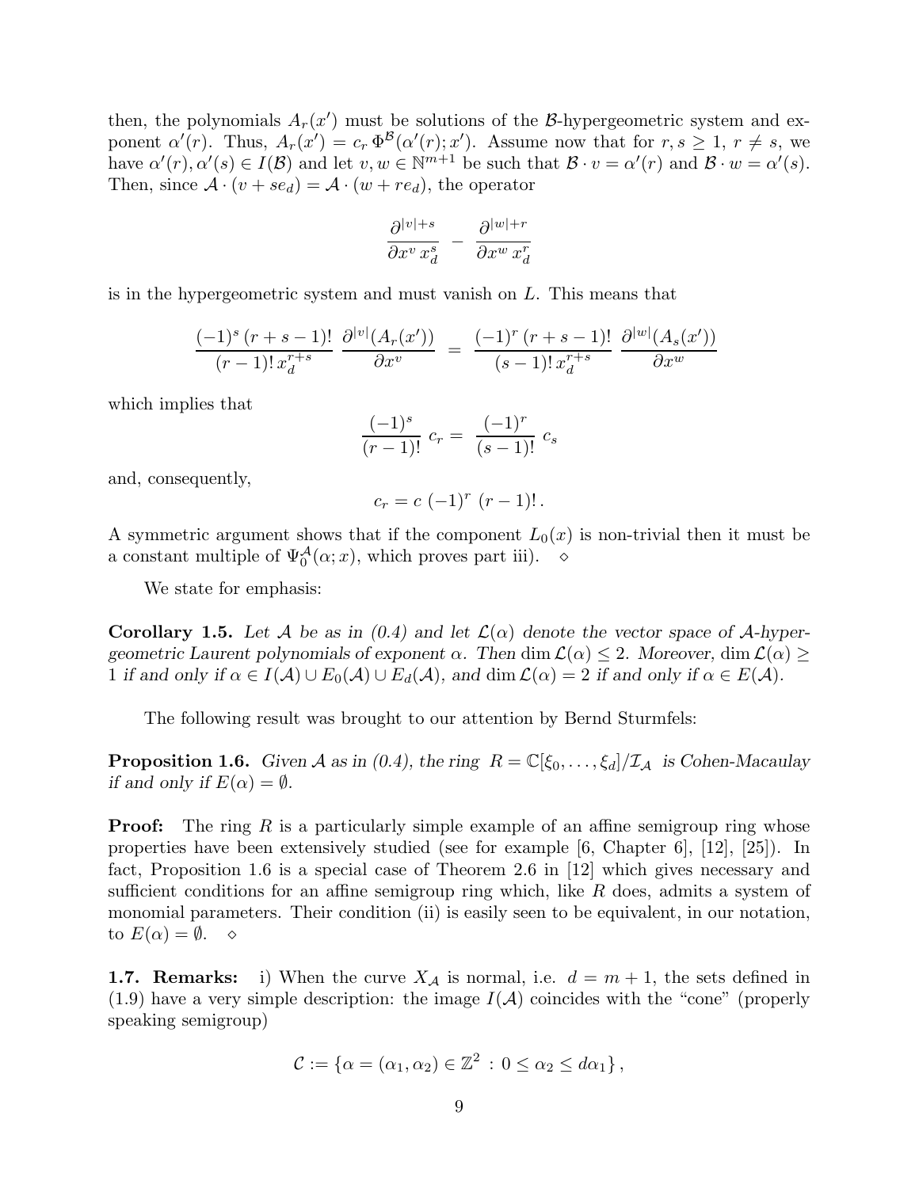then, the polynomials $A_r(x')$ must be solutions of the $\mathcal{B}$-hypergeometric system and exponent $\alpha'(r)$. Thus, $A_r(x') = c_r\,\Phi^{\mathcal{B}}(\alpha'(r);x')$. Assume now that for $r,s \geq 1$, $r \neq s$, we have $\alpha'(r), \alpha'(s) \in I(\mathcal{B})$ and let $v,w \in \mathbb{N}^{m+1}$ be such that $\mathcal{B}\cdot v = \alpha'(r)$ and $\mathcal{B}\cdot w = \alpha'(s)$. Then, since $\mathcal{A}\cdot(v+se_d) = \mathcal{A}\cdot(w+re_d)$, the operator

$$\frac{\partial^{|v|+s}}{\partial x^v\, x_d^s} \;-\; \frac{\partial^{|w|+r}}{\partial x^w\, x_d^r}$$

is in the hypergeometric system and must vanish on $L$. This means that

$$\frac{(-1)^s\,(r+s-1)!}{(r-1)!\,x_d^{r+s}}\;\frac{\partial^{|v|}(A_r(x'))}{\partial x^v} \;=\; \frac{(-1)^r\,(r+s-1)!}{(s-1)!\,x_d^{r+s}}\;\frac{\partial^{|w|}(A_s(x'))}{\partial x^w}$$

which implies that

$$\frac{(-1)^s}{(r-1)!}\;c_r = \;\frac{(-1)^r}{(s-1)!}\;c_s$$

and, consequently,

$$c_r = c\;(-1)^r\;(r-1)!\,.$$

A symmetric argument shows that if the component $L_0(x)$ is non-trivial then it must be a constant multiple of $\Psi_0^{\mathcal{A}}(\alpha;x)$, which proves part iii). $\diamond$

We state for emphasis:

**Corollary 1.5.** *Let $\mathcal{A}$ be as in (0.4) and let $\mathcal{L}(\alpha)$ denote the vector space of $\mathcal{A}$-hypergeometric Laurent polynomials of exponent $\alpha$. Then $\dim \mathcal{L}(\alpha) \leq 2$. Moreover, $\dim \mathcal{L}(\alpha) \geq 1$ if and only if $\alpha \in I(\mathcal{A}) \cup E_0(\mathcal{A}) \cup E_d(\mathcal{A})$, and $\dim \mathcal{L}(\alpha) = 2$ if and only if $\alpha \in E(\mathcal{A})$.*

The following result was brought to our attention by Bernd Sturmfels:

**Proposition 1.6.** *Given $\mathcal{A}$ as in (0.4), the ring $R = \mathbb{C}[\xi_0,\ldots,\xi_d]/\mathcal{I}_{\mathcal{A}}$ is Cohen-Macaulay if and only if $E(\alpha) = \emptyset$.*

**Proof:** The ring $R$ is a particularly simple example of an affine semigroup ring whose properties have been extensively studied (see for example [6, Chapter 6], [12], [25]). In fact, Proposition 1.6 is a special case of Theorem 2.6 in [12] which gives necessary and sufficient conditions for an affine semigroup ring which, like $R$ does, admits a system of monomial parameters. Their condition (ii) is easily seen to be equivalent, in our notation, to $E(\alpha) = \emptyset$. $\diamond$

**1.7. Remarks:** i) When the curve $X_{\mathcal{A}}$ is normal, i.e. $d = m+1$, the sets defined in (1.9) have a very simple description: the image $I(\mathcal{A})$ coincides with the "cone" (properly speaking semigroup)

$$\mathcal{C} := \{\alpha = (\alpha_1,\alpha_2) \in \mathbb{Z}^2 \,:\, 0 \leq \alpha_2 \leq d\alpha_1\}\,,$$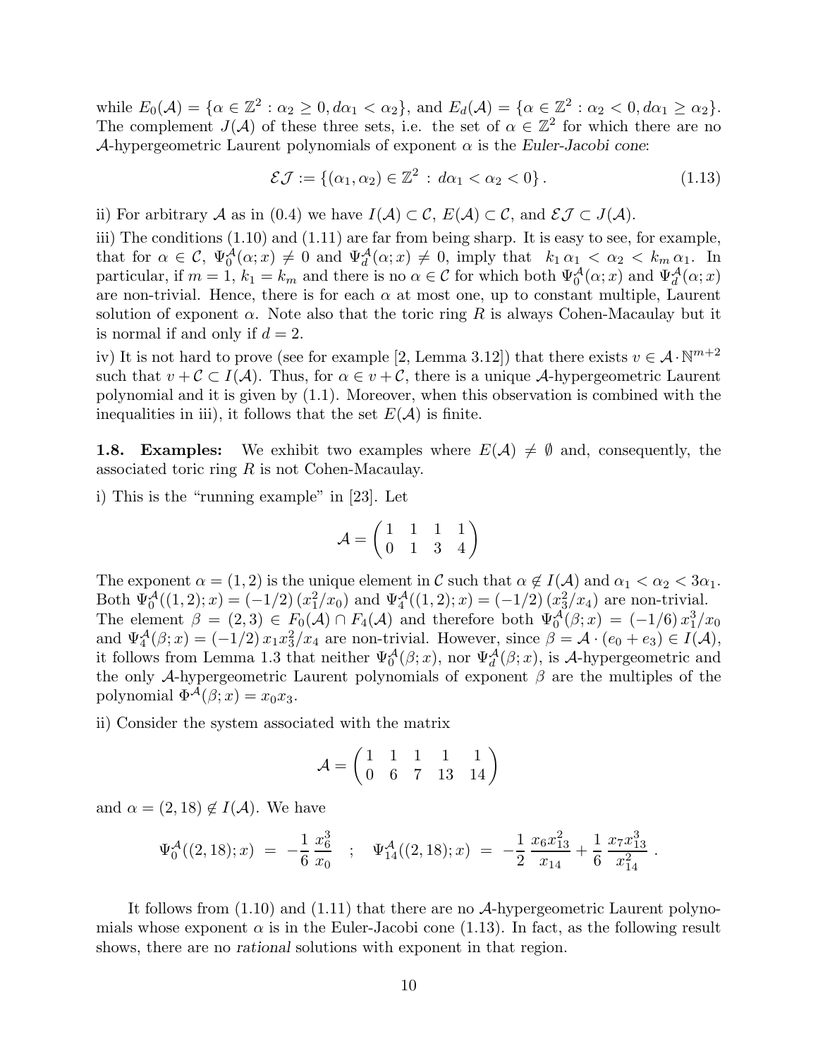while $E_0(\mathcal{A}) = \{\alpha \in \mathbb{Z}^2 : \alpha_2 \geq 0, d\alpha_1 < \alpha_2\}$, and $E_d(\mathcal{A}) = \{\alpha \in \mathbb{Z}^2 : \alpha_2 < 0, d\alpha_1 \geq \alpha_2\}$. The complement $J(\mathcal{A})$ of these three sets, i.e. the set of $\alpha \in \mathbb{Z}^2$ for which there are no $\mathcal{A}$-hypergeometric Laurent polynomials of exponent $\alpha$ is the *Euler-Jacobi cone*:

$$\mathcal{EJ} := \{(\alpha_1, \alpha_2) \in \mathbb{Z}^2 \, : \, d\alpha_1 < \alpha_2 < 0\} \,. \tag{1.13}$$

ii) For arbitrary $\mathcal{A}$ as in (0.4) we have $I(\mathcal{A}) \subset \mathcal{C}$, $E(\mathcal{A}) \subset \mathcal{C}$, and $\mathcal{EJ} \subset J(\mathcal{A})$.

iii) The conditions (1.10) and (1.11) are far from being sharp. It is easy to see, for example, that for $\alpha \in \mathcal{C}$, $\Psi_0^{\mathcal{A}}(\alpha; x) \neq 0$ and $\Psi_d^{\mathcal{A}}(\alpha; x) \neq 0$, imply that $k_1 \alpha_1 < \alpha_2 < k_m \alpha_1$. In particular, if $m = 1$, $k_1 = k_m$ and there is no $\alpha \in \mathcal{C}$ for which both $\Psi_0^{\mathcal{A}}(\alpha; x)$ and $\Psi_d^{\mathcal{A}}(\alpha; x)$ are non-trivial. Hence, there is for each $\alpha$ at most one, up to constant multiple, Laurent solution of exponent $\alpha$. Note also that the toric ring $R$ is always Cohen-Macaulay but it is normal if and only if $d = 2$.

iv) It is not hard to prove (see for example [2, Lemma 3.12]) that there exists $v \in \mathcal{A} \cdot \mathbb{N}^{m+2}$ such that $v + \mathcal{C} \subset I(\mathcal{A})$. Thus, for $\alpha \in v + \mathcal{C}$, there is a unique $\mathcal{A}$-hypergeometric Laurent polynomial and it is given by (1.1). Moreover, when this observation is combined with the inequalities in iii), it follows that the set $E(\mathcal{A})$ is finite.

**1.8. Examples:** We exhibit two examples where $E(\mathcal{A}) \neq \emptyset$ and, consequently, the associated toric ring $R$ is not Cohen-Macaulay.

i) This is the "running example" in [23]. Let

$$\mathcal{A} = \begin{pmatrix} 1 & 1 & 1 & 1 \\ 0 & 1 & 3 & 4 \end{pmatrix}$$

The exponent $\alpha = (1, 2)$ is the unique element in $\mathcal{C}$ such that $\alpha \notin I(\mathcal{A})$ and $\alpha_1 < \alpha_2 < 3\alpha_1$. Both $\Psi_0^{\mathcal{A}}((1,2); x) = (-1/2)\,(x_1^2/x_0)$ and $\Psi_4^{\mathcal{A}}((1,2); x) = (-1/2)\,(x_3^2/x_4)$ are non-trivial. The element $\beta = (2,3) \in F_0(\mathcal{A}) \cap F_4(\mathcal{A})$ and therefore both $\Psi_0^{\mathcal{A}}(\beta; x) = (-1/6)\,x_1^3/x_0$ and $\Psi_4^{\mathcal{A}}(\beta; x) = (-1/2)\,x_1 x_3^2/x_4$ are non-trivial. However, since $\beta = \mathcal{A} \cdot (e_0 + e_3) \in I(\mathcal{A})$, it follows from Lemma 1.3 that neither $\Psi_0^{\mathcal{A}}(\beta; x)$, nor $\Psi_d^{\mathcal{A}}(\beta; x)$, is $\mathcal{A}$-hypergeometric and the only $\mathcal{A}$-hypergeometric Laurent polynomials of exponent $\beta$ are the multiples of the polynomial $\Phi^{\mathcal{A}}(\beta; x) = x_0 x_3$.

ii) Consider the system associated with the matrix

$$\mathcal{A} = \begin{pmatrix} 1 & 1 & 1 & 1 & 1 \\ 0 & 6 & 7 & 13 & 14 \end{pmatrix}$$

and $\alpha = (2, 18) \notin I(\mathcal{A})$. We have

$$\Psi_0^{\mathcal{A}}((2,18); x) \;=\; -\frac{1}{6}\,\frac{x_6^3}{x_0} \quad ; \quad \Psi_{14}^{\mathcal{A}}((2,18); x) \;=\; -\frac{1}{2}\,\frac{x_6 x_{13}^2}{x_{14}} + \frac{1}{6}\,\frac{x_7 x_{13}^3}{x_{14}^2} \,.$$

It follows from (1.10) and (1.11) that there are no $\mathcal{A}$-hypergeometric Laurent polynomials whose exponent $\alpha$ is in the Euler-Jacobi cone (1.13). In fact, as the following result shows, there are no *rational* solutions with exponent in that region.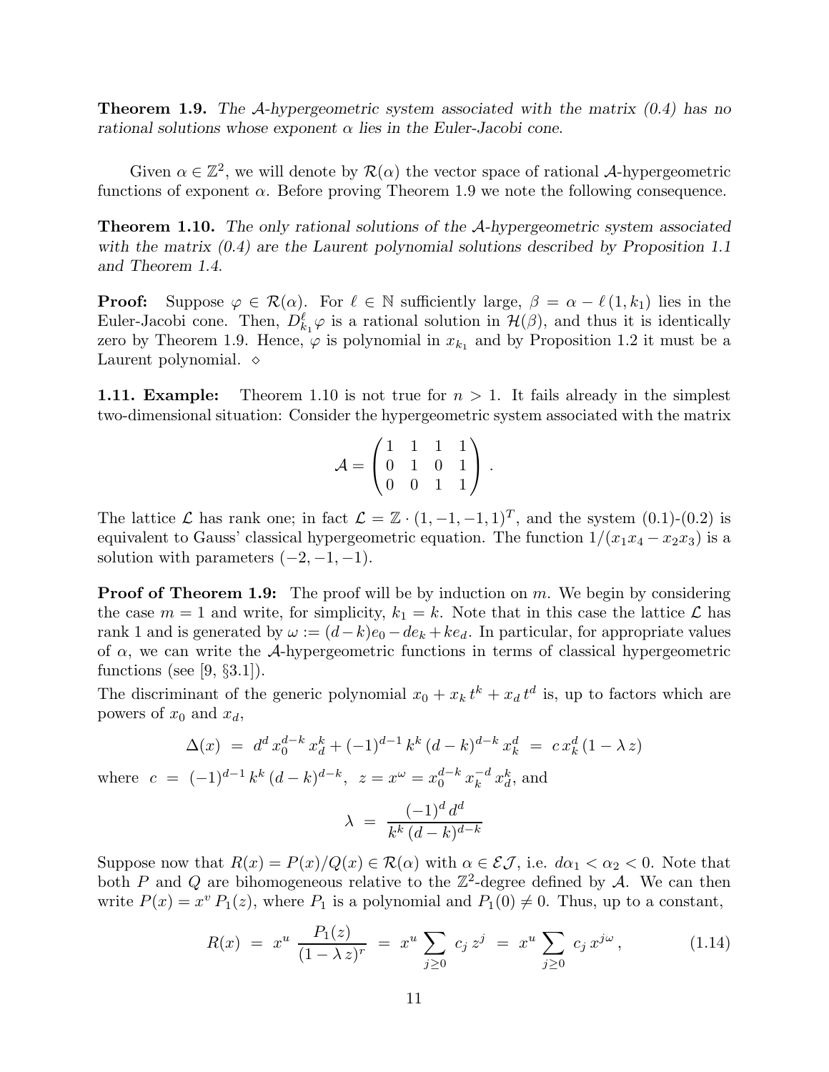**Theorem 1.9.** *The $\mathcal{A}$-hypergeometric system associated with the matrix (0.4) has no rational solutions whose exponent $\alpha$ lies in the Euler-Jacobi cone.*

Given $\alpha \in \mathbb{Z}^2$, we will denote by $\mathcal{R}(\alpha)$ the vector space of rational $\mathcal{A}$-hypergeometric functions of exponent $\alpha$. Before proving Theorem 1.9 we note the following consequence.

**Theorem 1.10.** *The only rational solutions of the $\mathcal{A}$-hypergeometric system associated with the matrix (0.4) are the Laurent polynomial solutions described by Proposition 1.1 and Theorem 1.4.*

**Proof:** Suppose $\varphi \in \mathcal{R}(\alpha)$. For $\ell \in \mathbb{N}$ sufficiently large, $\beta = \alpha - \ell\,(1, k_1)$ lies in the Euler-Jacobi cone. Then, $D_{k_1}^{\ell}\varphi$ is a rational solution in $\mathcal{H}(\beta)$, and thus it is identically zero by Theorem 1.9. Hence, $\varphi$ is polynomial in $x_{k_1}$ and by Proposition 1.2 it must be a Laurent polynomial. $\diamond$

**1.11. Example:** Theorem 1.10 is not true for $n > 1$. It fails already in the simplest two-dimensional situation: Consider the hypergeometric system associated with the matrix

$$\mathcal{A} = \begin{pmatrix} 1 & 1 & 1 & 1 \\ 0 & 1 & 0 & 1 \\ 0 & 0 & 1 & 1 \end{pmatrix}.$$

The lattice $\mathcal{L}$ has rank one; in fact $\mathcal{L} = \mathbb{Z} \cdot (1, -1, -1, 1)^T$, and the system (0.1)-(0.2) is equivalent to Gauss' classical hypergeometric equation. The function $1/(x_1 x_4 - x_2 x_3)$ is a solution with parameters $(-2, -1, -1)$.

**Proof of Theorem 1.9:** The proof will be by induction on $m$. We begin by considering the case $m = 1$ and write, for simplicity, $k_1 = k$. Note that in this case the lattice $\mathcal{L}$ has rank 1 and is generated by $\omega := (d-k)e_0 - d e_k + k e_d$. In particular, for appropriate values of $\alpha$, we can write the $\mathcal{A}$-hypergeometric functions in terms of classical hypergeometric functions (see [9, §3.1]).

The discriminant of the generic polynomial $x_0 + x_k\, t^k + x_d\, t^d$ is, up to factors which are powers of $x_0$ and $x_d$,

$$\Delta(x) \;=\; d^d\, x_0^{d-k}\, x_d^k + (-1)^{d-1}\, k^k\, (d-k)^{d-k}\, x_k^d \;=\; c\, x_k^d\, (1 - \lambda\, z)$$

where $c \;=\; (-1)^{d-1}\, k^k\, (d-k)^{d-k}$, $z = x^{\omega} = x_0^{d-k}\, x_k^{-d}\, x_d^k$, and

$$\lambda \;=\; \frac{(-1)^d\, d^d}{k^k\, (d-k)^{d-k}}$$

Suppose now that $R(x) = P(x)/Q(x) \in \mathcal{R}(\alpha)$ with $\alpha \in \mathcal{EJ}$, i.e. $d\alpha_1 < \alpha_2 < 0$. Note that both $P$ and $Q$ are bihomogeneous relative to the $\mathbb{Z}^2$-degree defined by $\mathcal{A}$. We can then write $P(x) = x^v\, P_1(z)$, where $P_1$ is a polynomial and $P_1(0) \neq 0$. Thus, up to a constant,

$$R(x) \;=\; x^u\, \frac{P_1(z)}{(1 - \lambda\, z)^r} \;=\; x^u \sum_{j \geq 0} c_j\, z^j \;=\; x^u \sum_{j \geq 0} c_j\, x^{j\omega}\,, \tag{1.14}$$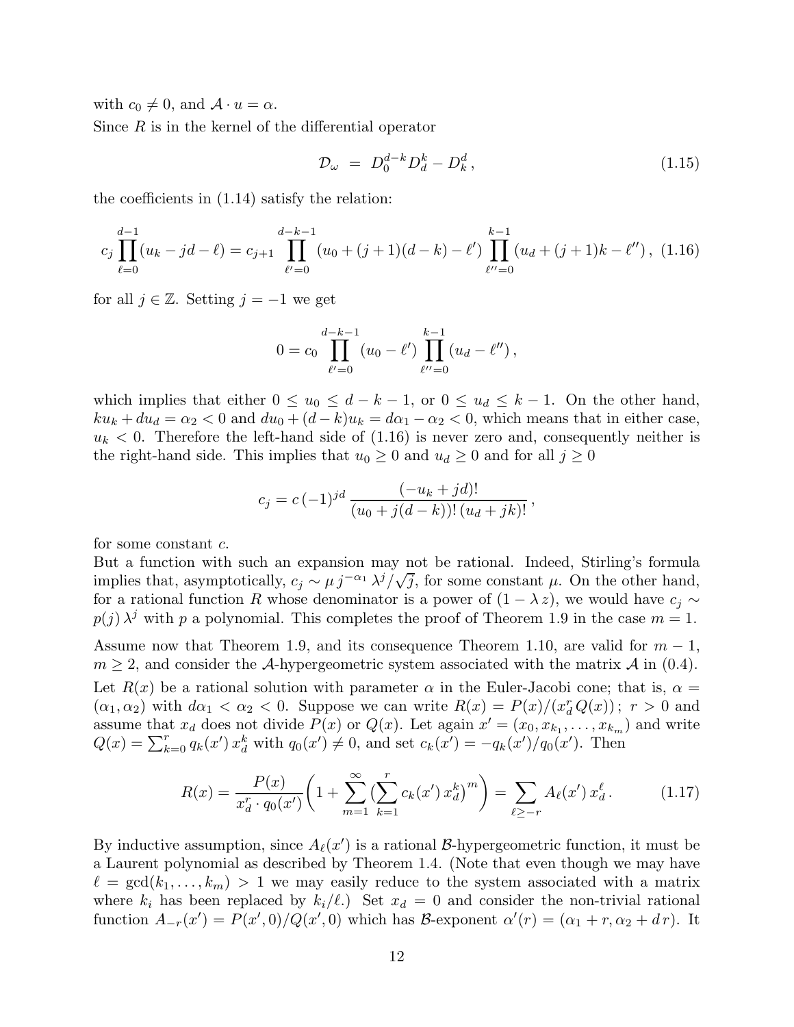with $c_0 \neq 0$, and $\mathcal{A} \cdot u = \alpha$.

Since $R$ is in the kernel of the differential operator

$$\mathcal{D}_\omega \;=\; D_0^{d-k} D_d^k - D_k^d \,, \tag{1.15}$$

the coefficients in (1.14) satisfy the relation:

$$c_j \prod_{\ell=0}^{d-1} (u_k - jd - \ell) = c_{j+1} \prod_{\ell'=0}^{d-k-1} (u_0 + (j+1)(d-k) - \ell') \prod_{\ell''=0}^{k-1} (u_d + (j+1)k - \ell'') \,, \tag{1.16}$$

for all $j \in \mathbb{Z}$. Setting $j = -1$ we get

$$0 = c_0 \prod_{\ell'=0}^{d-k-1} (u_0 - \ell') \prod_{\ell''=0}^{k-1} (u_d - \ell'') \,,$$

which implies that either $0 \leq u_0 \leq d-k-1$, or $0 \leq u_d \leq k-1$. On the other hand, $k u_k + d u_d = \alpha_2 < 0$ and $d u_0 + (d-k) u_k = d\alpha_1 - \alpha_2 < 0$, which means that in either case, $u_k < 0$. Therefore the left-hand side of (1.16) is never zero and, consequently neither is the right-hand side. This implies that $u_0 \geq 0$ and $u_d \geq 0$ and for all $j \geq 0$

$$c_j = c\,(-1)^{jd}\, \frac{(-u_k + jd)!}{(u_0 + j(d-k))!\,(u_d + jk)!} \,,$$

for some constant $c$.

But a function with such an expansion may not be rational. Indeed, Stirling's formula implies that, asymptotically, $c_j \sim \mu\, j^{-\alpha_1}\, \lambda^j/\sqrt{j}$, for some constant $\mu$. On the other hand, for a rational function $R$ whose denominator is a power of $(1 - \lambda\, z)$, we would have $c_j \sim p(j)\, \lambda^j$ with $p$ a polynomial. This completes the proof of Theorem 1.9 in the case $m = 1$.

Assume now that Theorem 1.9, and its consequence Theorem 1.10, are valid for $m-1$, $m \geq 2$, and consider the $\mathcal{A}$-hypergeometric system associated with the matrix $\mathcal{A}$ in (0.4).

Let $R(x)$ be a rational solution with parameter $\alpha$ in the Euler-Jacobi cone; that is, $\alpha = (\alpha_1, \alpha_2)$ with $d\alpha_1 < \alpha_2 < 0$. Suppose we can write $R(x) = P(x)/(x_d^r\, Q(x))$; $r > 0$ and assume that $x_d$ does not divide $P(x)$ or $Q(x)$. Let again $x' = (x_0, x_{k_1}, \ldots, x_{k_m})$ and write $Q(x) = \sum_{k=0}^{r} q_k(x')\, x_d^k$ with $q_0(x') \neq 0$, and set $c_k(x') = -q_k(x')/q_0(x')$. Then

$$R(x) = \frac{P(x)}{x_d^r \cdot q_0(x')} \bigg( 1 + \sum_{m=1}^{\infty} \big( \sum_{k=1}^{r} c_k(x')\, x_d^k \big)^m \bigg) = \sum_{\ell \geq -r} A_\ell(x')\, x_d^\ell \,. \tag{1.17}$$

By inductive assumption, since $A_\ell(x')$ is a rational $\mathcal{B}$-hypergeometric function, it must be a Laurent polynomial as described by Theorem 1.4. (Note that even though we may have $\ell = \gcd(k_1, \ldots, k_m) > 1$ we may easily reduce to the system associated with a matrix where $k_i$ has been replaced by $k_i/\ell$.) Set $x_d = 0$ and consider the non-trivial rational function $A_{-r}(x') = P(x', 0)/Q(x', 0)$ which has $\mathcal{B}$-exponent $\alpha'(r) = (\alpha_1 + r, \alpha_2 + d\,r)$. It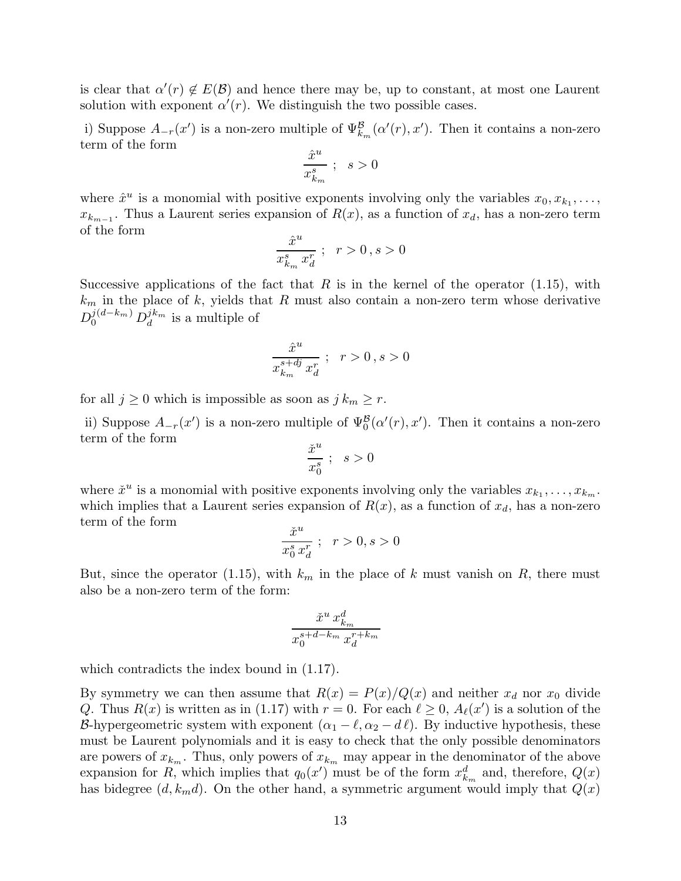is clear that $\alpha'(r) \notin E(\mathcal{B})$ and hence there may be, up to constant, at most one Laurent solution with exponent $\alpha'(r)$. We distinguish the two possible cases.

i) Suppose $A_{-r}(x')$ is a non-zero multiple of $\Psi^{\mathcal{B}}_{k_m}(\alpha'(r), x')$. Then it contains a non-zero term of the form

$$\frac{\hat{x}^u}{x_{k_m}^s} \ ; \quad s > 0$$

where $\hat{x}^u$ is a monomial with positive exponents involving only the variables $x_0, x_{k_1}, \ldots, x_{k_{m-1}}$. Thus a Laurent series expansion of $R(x)$, as a function of $x_d$, has a non-zero term of the form

$$\frac{\hat{x}^u}{x_{k_m}^s \, x_d^r} \ ; \quad r > 0 \, , s > 0$$

Successive applications of the fact that $R$ is in the kernel of the operator (1.15), with $k_m$ in the place of $k$, yields that $R$ must also contain a non-zero term whose derivative $D_0^{j(d-k_m)} \, D_d^{jk_m}$ is a multiple of

$$\frac{\hat{x}^u}{x_{k_m}^{s+dj} \, x_d^r} \ ; \quad r > 0 \, , s > 0$$

for all $j \geq 0$ which is impossible as soon as $j \, k_m \geq r$.

ii) Suppose $A_{-r}(x')$ is a non-zero multiple of $\Psi^{\mathcal{B}}_0(\alpha'(r), x')$. Then it contains a non-zero term of the form

$$\frac{\check{x}^u}{x_0^s} \ ; \quad s > 0$$

where $\check{x}^u$ is a monomial with positive exponents involving only the variables $x_{k_1}, \ldots, x_{k_m}$. which implies that a Laurent series expansion of $R(x)$, as a function of $x_d$, has a non-zero term of the form

$$\frac{\check{x}^u}{x_0^s \, x_d^r} \ ; \quad r > 0, s > 0$$

But, since the operator (1.15), with $k_m$ in the place of $k$ must vanish on $R$, there must also be a non-zero term of the form:

$$\frac{\check{x}^u \, x_{k_m}^d}{x_0^{s+d-k_m} \, x_d^{r+k_m}}$$

which contradicts the index bound in (1.17).

By symmetry we can then assume that $R(x) = P(x)/Q(x)$ and neither $x_d$ nor $x_0$ divide $Q$. Thus $R(x)$ is written as in (1.17) with $r = 0$. For each $\ell \geq 0$, $A_\ell(x')$ is a solution of the $\mathcal{B}$-hypergeometric system with exponent $(\alpha_1 - \ell, \alpha_2 - d\,\ell)$. By inductive hypothesis, these must be Laurent polynomials and it is easy to check that the only possible denominators are powers of $x_{k_m}$. Thus, only powers of $x_{k_m}$ may appear in the denominator of the above expansion for $R$, which implies that $q_0(x')$ must be of the form $x_{k_m}^d$ and, therefore, $Q(x)$ has bidegree $(d, k_m d)$. On the other hand, a symmetric argument would imply that $Q(x)$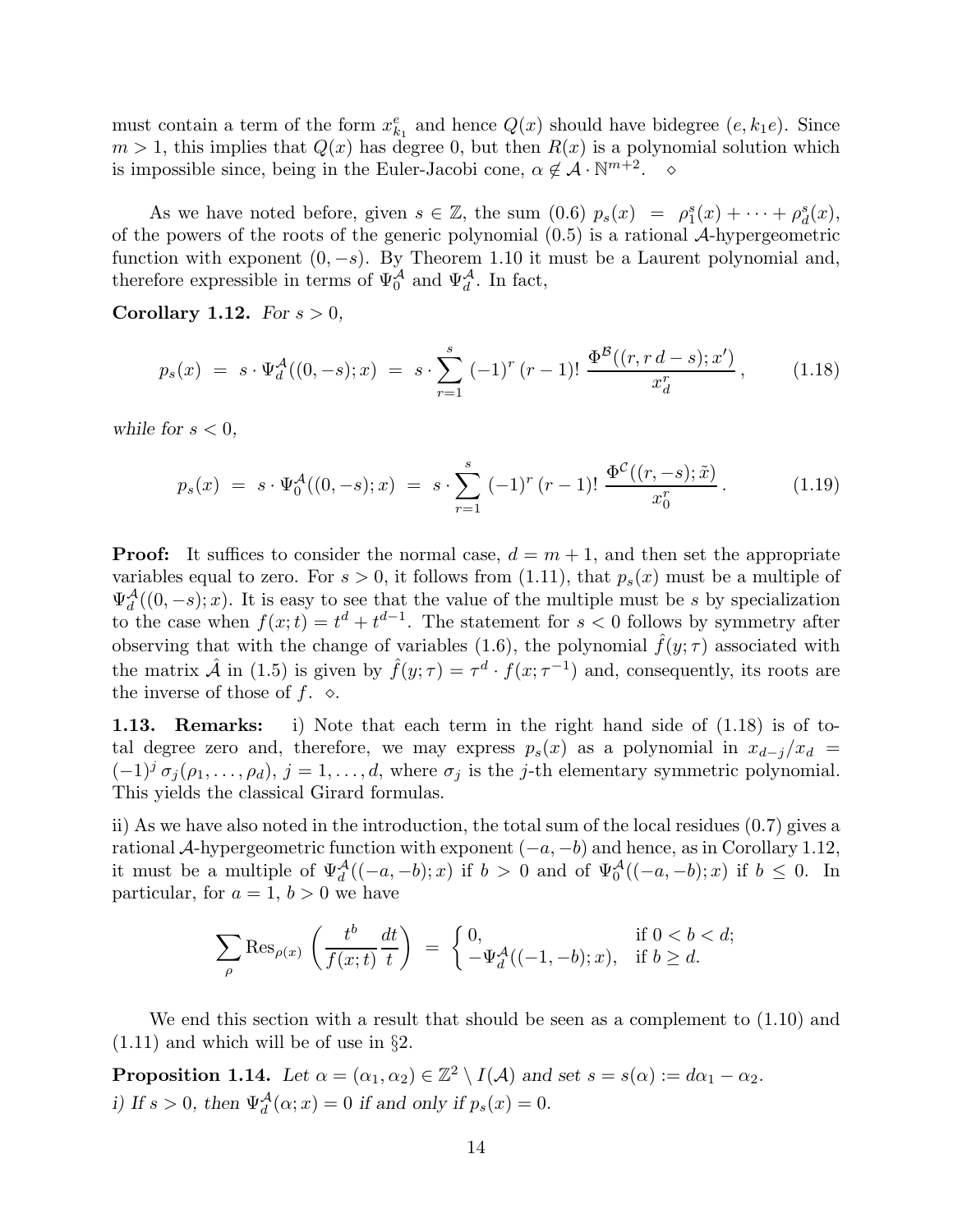must contain a term of the form $x_{k_1}^e$ and hence $Q(x)$ should have bidegree $(e, k_1 e)$. Since $m > 1$, this implies that $Q(x)$ has degree 0, but then $R(x)$ is a polynomial solution which is impossible since, being in the Euler-Jacobi cone, $\alpha \notin \mathcal{A} \cdot \mathbb{N}^{m+2}$. $\diamond$

As we have noted before, given $s \in \mathbb{Z}$, the sum (0.6) $p_s(x) = \rho_1^s(x) + \cdots + \rho_d^s(x)$, of the powers of the roots of the generic polynomial (0.5) is a rational $\mathcal{A}$-hypergeometric function with exponent $(0, -s)$. By Theorem 1.10 it must be a Laurent polynomial and, therefore expressible in terms of $\Psi_0^{\mathcal{A}}$ and $\Psi_d^{\mathcal{A}}$. In fact,

**Corollary 1.12.** *For $s > 0$,*

$$p_s(x) \;=\; s \cdot \Psi_d^{\mathcal{A}}((0,-s);x) \;=\; s \cdot \sum_{r=1}^{s} \,(-1)^r\,(r-1)!\; \frac{\Phi^{\mathcal{B}}((r, r\,d - s); x')}{x_d^r}\,, \tag{1.18}$$

*while for $s < 0$,*

$$p_s(x) \;=\; s \cdot \Psi_0^{\mathcal{A}}((0,-s);x) \;=\; s \cdot \sum_{r=1}^{s} \,(-1)^r\,(r-1)!\; \frac{\Phi^{\mathcal{C}}((r, -s); \tilde{x})}{x_0^r}\,. \tag{1.19}$$

**Proof:** It suffices to consider the normal case, $d = m+1$, and then set the appropriate variables equal to zero. For $s > 0$, it follows from (1.11), that $p_s(x)$ must be a multiple of $\Psi_d^{\mathcal{A}}((0,-s);x)$. It is easy to see that the value of the multiple must be $s$ by specialization to the case when $f(x;t) = t^d + t^{d-1}$. The statement for $s < 0$ follows by symmetry after observing that with the change of variables (1.6), the polynomial $\hat{f}(y;\tau)$ associated with the matrix $\hat{\mathcal{A}}$ in (1.5) is given by $\hat{f}(y;\tau) = \tau^d \cdot f(x;\tau^{-1})$ and, consequently, its roots are the inverse of those of $f$. $\diamond$.

**1.13. Remarks:** i) Note that each term in the right hand side of (1.18) is of total degree zero and, therefore, we may express $p_s(x)$ as a polynomial in $x_{d-j}/x_d = (-1)^j\,\sigma_j(\rho_1,\ldots,\rho_d)$, $j = 1,\ldots,d$, where $\sigma_j$ is the $j$-th elementary symmetric polynomial. This yields the classical Girard formulas.

ii) As we have also noted in the introduction, the total sum of the local residues (0.7) gives a rational $\mathcal{A}$-hypergeometric function with exponent $(-a,-b)$ and hence, as in Corollary 1.12, it must be a multiple of $\Psi_d^{\mathcal{A}}((-a,-b);x)$ if $b > 0$ and of $\Psi_0^{\mathcal{A}}((-a,-b);x)$ if $b \leq 0$. In particular, for $a = 1$, $b > 0$ we have

$$\sum_{\rho} \mathrm{Res}_{\rho(x)} \left( \frac{t^b}{f(x;t)} \frac{dt}{t} \right) \;=\; \begin{cases} 0, & \text{if } 0 < b < d; \\ -\Psi_d^{\mathcal{A}}((-1,-b);x), & \text{if } b \geq d. \end{cases}$$

We end this section with a result that should be seen as a complement to (1.10) and (1.11) and which will be of use in §2.

**Proposition 1.14.** *Let $\alpha = (\alpha_1,\alpha_2) \in \mathbb{Z}^2 \setminus I(\mathcal{A})$ and set $s = s(\alpha) := d\alpha_1 - \alpha_2$.*
*i) If $s > 0$, then $\Psi_d^{\mathcal{A}}(\alpha;x) = 0$ if and only if $p_s(x) = 0$.*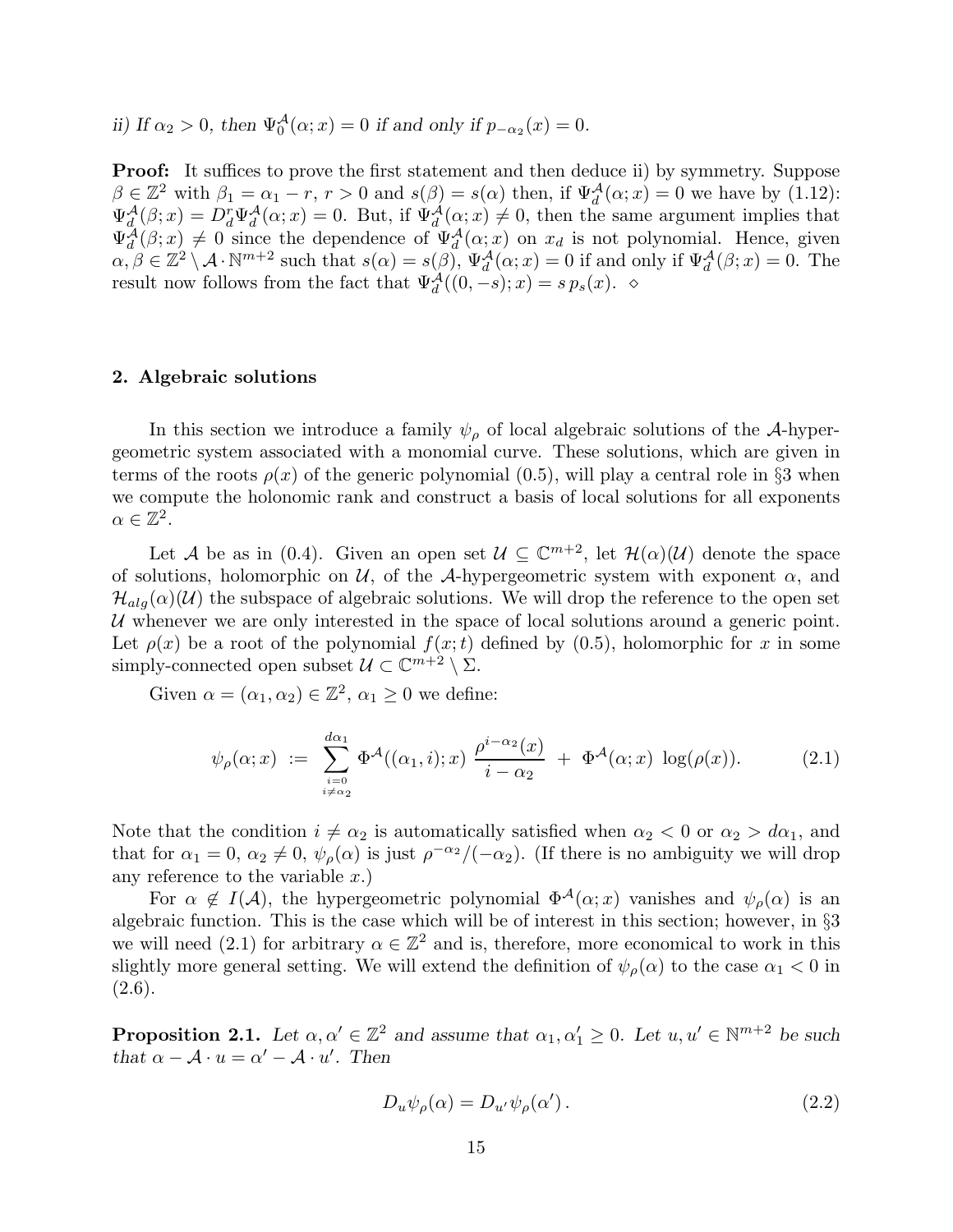*ii) If $\alpha_2 > 0$, then $\Psi_0^{\mathcal{A}}(\alpha; x) = 0$ if and only if $p_{-\alpha_2}(x) = 0$.*

**Proof:** It suffices to prove the first statement and then deduce ii) by symmetry. Suppose $\beta \in \mathbb{Z}^2$ with $\beta_1 = \alpha_1 - r$, $r > 0$ and $s(\beta) = s(\alpha)$ then, if $\Psi_d^{\mathcal{A}}(\alpha; x) = 0$ we have by (1.12): $\Psi_d^{\mathcal{A}}(\beta; x) = D_d^r \Psi_d^{\mathcal{A}}(\alpha; x) = 0$. But, if $\Psi_d^{\mathcal{A}}(\alpha; x) \neq 0$, then the same argument implies that $\Psi_d^{\mathcal{A}}(\beta; x) \neq 0$ since the dependence of $\Psi_d^{\mathcal{A}}(\alpha; x)$ on $x_d$ is not polynomial. Hence, given $\alpha, \beta \in \mathbb{Z}^2 \setminus \mathcal{A} \cdot \mathbb{N}^{m+2}$ such that $s(\alpha) = s(\beta)$, $\Psi_d^{\mathcal{A}}(\alpha; x) = 0$ if and only if $\Psi_d^{\mathcal{A}}(\beta; x) = 0$. The result now follows from the fact that $\Psi_d^{\mathcal{A}}((0, -s); x) = s\, p_s(x)$. $\diamond$

## 2. Algebraic solutions

In this section we introduce a family $\psi_\rho$ of local algebraic solutions of the $\mathcal{A}$-hypergeometric system associated with a monomial curve. These solutions, which are given in terms of the roots $\rho(x)$ of the generic polynomial (0.5), will play a central role in §3 when we compute the holonomic rank and construct a basis of local solutions for all exponents $\alpha \in \mathbb{Z}^2$.

Let $\mathcal{A}$ be as in (0.4). Given an open set $\mathcal{U} \subseteq \mathbb{C}^{m+2}$, let $\mathcal{H}(\alpha)(\mathcal{U})$ denote the space of solutions, holomorphic on $\mathcal{U}$, of the $\mathcal{A}$-hypergeometric system with exponent $\alpha$, and $\mathcal{H}_{alg}(\alpha)(\mathcal{U})$ the subspace of algebraic solutions. We will drop the reference to the open set $\mathcal{U}$ whenever we are only interested in the space of local solutions around a generic point. Let $\rho(x)$ be a root of the polynomial $f(x; t)$ defined by (0.5), holomorphic for $x$ in some simply-connected open subset $\mathcal{U} \subset \mathbb{C}^{m+2} \setminus \Sigma$.

Given $\alpha = (\alpha_1, \alpha_2) \in \mathbb{Z}^2$, $\alpha_1 \geq 0$ we define:

$$\psi_\rho(\alpha; x) \;:=\; \sum_{\substack{i=0 \\ i \neq \alpha_2}}^{d\alpha_1} \Phi^{\mathcal{A}}((\alpha_1, i); x)\, \frac{\rho^{i-\alpha_2}(x)}{i - \alpha_2} \;+\; \Phi^{\mathcal{A}}(\alpha; x)\, \log(\rho(x)). \tag{2.1}$$

Note that the condition $i \neq \alpha_2$ is automatically satisfied when $\alpha_2 < 0$ or $\alpha_2 > d\alpha_1$, and that for $\alpha_1 = 0$, $\alpha_2 \neq 0$, $\psi_\rho(\alpha)$ is just $\rho^{-\alpha_2}/(-\alpha_2)$. (If there is no ambiguity we will drop any reference to the variable $x$.)

For $\alpha \notin I(\mathcal{A})$, the hypergeometric polynomial $\Phi^{\mathcal{A}}(\alpha; x)$ vanishes and $\psi_\rho(\alpha)$ is an algebraic function. This is the case which will be of interest in this section; however, in §3 we will need (2.1) for arbitrary $\alpha \in \mathbb{Z}^2$ and is, therefore, more economical to work in this slightly more general setting. We will extend the definition of $\psi_\rho(\alpha)$ to the case $\alpha_1 < 0$ in (2.6).

**Proposition 2.1.** *Let $\alpha, \alpha' \in \mathbb{Z}^2$ and assume that $\alpha_1, \alpha_1' \geq 0$. Let $u, u' \in \mathbb{N}^{m+2}$ be such that $\alpha - \mathcal{A} \cdot u = \alpha' - \mathcal{A} \cdot u'$. Then*

$$D_u \psi_\rho(\alpha) = D_{u'} \psi_\rho(\alpha')\,. \tag{2.2}$$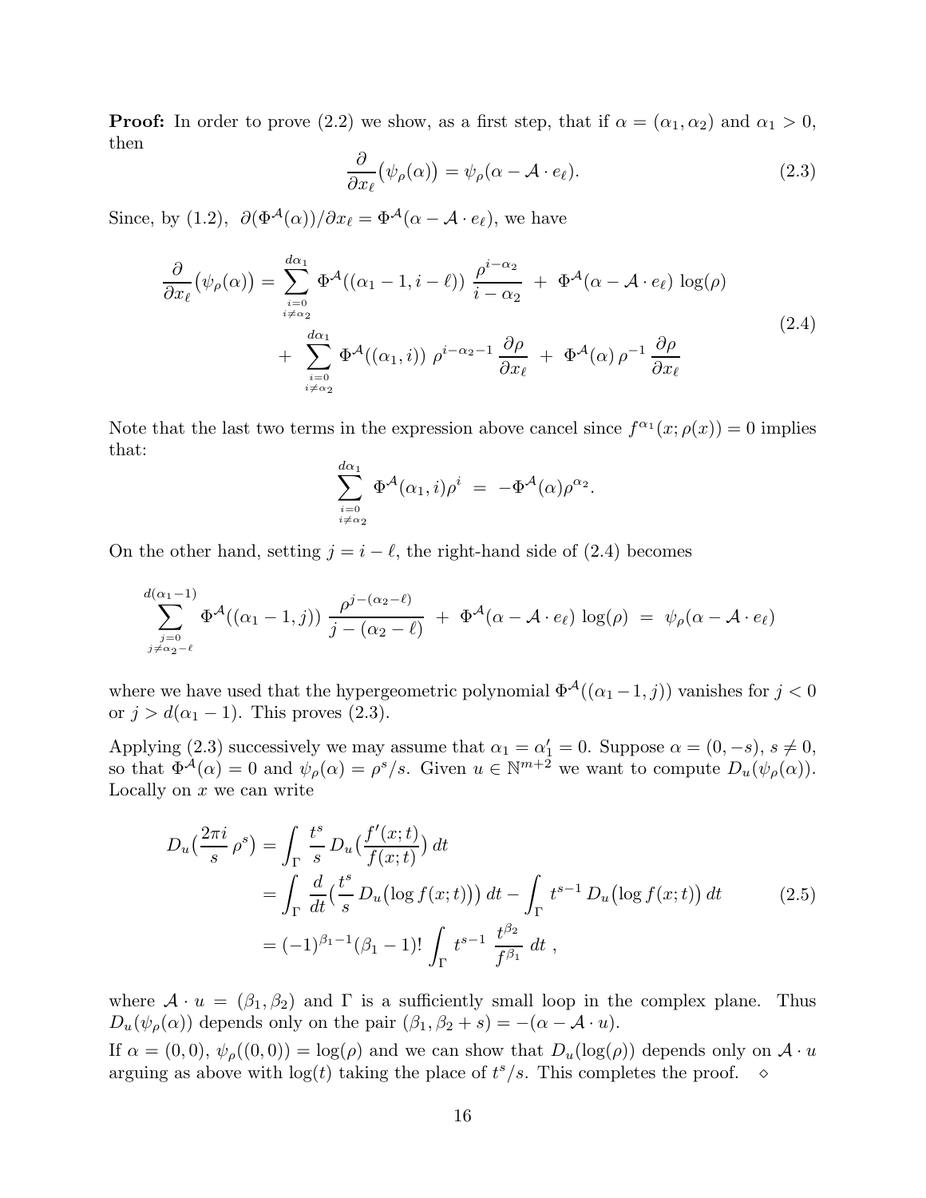**Proof:** In order to prove (2.2) we show, as a first step, that if $\alpha = (\alpha_1, \alpha_2)$ and $\alpha_1 > 0$, then

$$\frac{\partial}{\partial x_\ell}\big(\psi_\rho(\alpha)\big) = \psi_\rho(\alpha - \mathcal{A}\cdot e_\ell). \tag{2.3}$$

Since, by (1.2), $\partial(\Phi^{\mathcal{A}}(\alpha))/\partial x_\ell = \Phi^{\mathcal{A}}(\alpha - \mathcal{A}\cdot e_\ell)$, we have

$$\begin{aligned}\frac{\partial}{\partial x_\ell}\big(\psi_\rho(\alpha)\big) &= \sum_{\substack{i=0\\ i\neq\alpha_2}}^{d\alpha_1} \Phi^{\mathcal{A}}((\alpha_1-1, i-\ell))\,\frac{\rho^{i-\alpha_2}}{i-\alpha_2} \;+\; \Phi^{\mathcal{A}}(\alpha - \mathcal{A}\cdot e_\ell)\,\log(\rho) \\ &\quad+\; \sum_{\substack{i=0\\ i\neq\alpha_2}}^{d\alpha_1} \Phi^{\mathcal{A}}((\alpha_1, i))\,\rho^{i-\alpha_2-1}\,\frac{\partial\rho}{\partial x_\ell} \;+\; \Phi^{\mathcal{A}}(\alpha)\,\rho^{-1}\,\frac{\partial\rho}{\partial x_\ell}\end{aligned} \tag{2.4}$$

Note that the last two terms in the expression above cancel since $f^{\alpha_1}(x;\rho(x)) = 0$ implies that:

$$\sum_{\substack{i=0\\ i\neq\alpha_2}}^{d\alpha_1} \Phi^{\mathcal{A}}(\alpha_1, i)\rho^i \;=\; -\Phi^{\mathcal{A}}(\alpha)\rho^{\alpha_2}.$$

On the other hand, setting $j = i - \ell$, the right-hand side of (2.4) becomes

$$\sum_{\substack{j=0\\ j\neq\alpha_2-\ell}}^{d(\alpha_1-1)} \Phi^{\mathcal{A}}((\alpha_1-1, j))\,\frac{\rho^{j-(\alpha_2-\ell)}}{j-(\alpha_2-\ell)} \;+\; \Phi^{\mathcal{A}}(\alpha - \mathcal{A}\cdot e_\ell)\,\log(\rho) \;=\; \psi_\rho(\alpha - \mathcal{A}\cdot e_\ell)$$

where we have used that the hypergeometric polynomial $\Phi^{\mathcal{A}}((\alpha_1-1, j))$ vanishes for $j < 0$ or $j > d(\alpha_1 - 1)$. This proves (2.3).

Applying (2.3) successively we may assume that $\alpha_1 = \alpha_1' = 0$. Suppose $\alpha = (0, -s)$, $s \neq 0$, so that $\Phi^{\mathcal{A}}(\alpha) = 0$ and $\psi_\rho(\alpha) = \rho^s/s$. Given $u \in \mathbb{N}^{m+2}$ we want to compute $D_u(\psi_\rho(\alpha))$. Locally on $x$ we can write

$$\begin{aligned}D_u\big(\frac{2\pi i}{s}\,\rho^s\big) &= \int_\Gamma \frac{t^s}{s}\,D_u\big(\frac{f'(x;t)}{f(x;t)}\big)\,dt \\ &= \int_\Gamma \frac{d}{dt}\big(\frac{t^s}{s}\,D_u\big(\log f(x;t)\big)\big)\,dt - \int_\Gamma t^{s-1}\,D_u\big(\log f(x;t)\big)\,dt \\ &= (-1)^{\beta_1-1}(\beta_1-1)!\int_\Gamma t^{s-1}\,\frac{t^{\beta_2}}{f^{\beta_1}}\,dt\ ,\end{aligned} \tag{2.5}$$

where $\mathcal{A}\cdot u = (\beta_1, \beta_2)$ and $\Gamma$ is a sufficiently small loop in the complex plane. Thus $D_u(\psi_\rho(\alpha))$ depends only on the pair $(\beta_1, \beta_2 + s) = -(\alpha - \mathcal{A}\cdot u)$.

If $\alpha = (0,0)$, $\psi_\rho((0,0)) = \log(\rho)$ and we can show that $D_u(\log(\rho))$ depends only on $\mathcal{A}\cdot u$ arguing as above with $\log(t)$ taking the place of $t^s/s$. This completes the proof. $\diamond$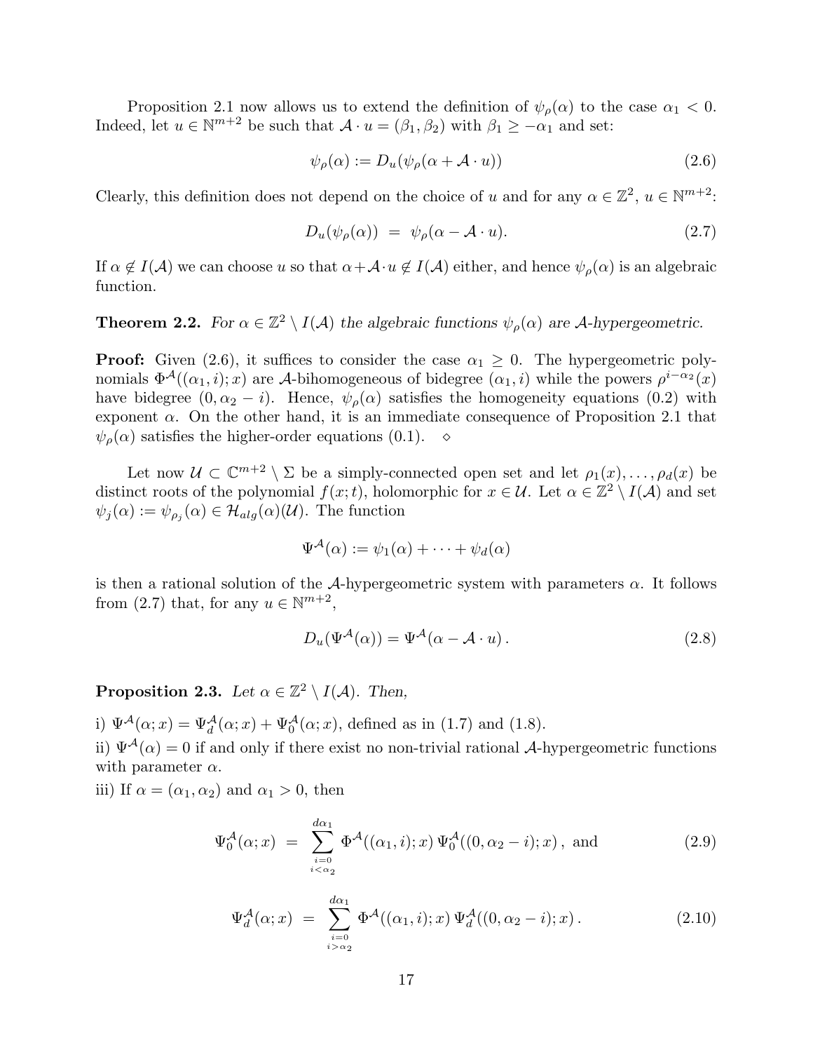Proposition 2.1 now allows us to extend the definition of $\psi_\rho(\alpha)$ to the case $\alpha_1 < 0$. Indeed, let $u \in \mathbb{N}^{m+2}$ be such that $\mathcal{A} \cdot u = (\beta_1, \beta_2)$ with $\beta_1 \geq -\alpha_1$ and set:

$$\psi_\rho(\alpha) := D_u(\psi_\rho(\alpha + \mathcal{A} \cdot u)) \tag{2.6}$$

Clearly, this definition does not depend on the choice of $u$ and for any $\alpha \in \mathbb{Z}^2$, $u \in \mathbb{N}^{m+2}$:

$$D_u(\psi_\rho(\alpha)) \ = \ \psi_\rho(\alpha - \mathcal{A} \cdot u). \tag{2.7}$$

If $\alpha \notin I(\mathcal{A})$ we can choose $u$ so that $\alpha + \mathcal{A} \cdot u \notin I(\mathcal{A})$ either, and hence $\psi_\rho(\alpha)$ is an algebraic function.

**Theorem 2.2.** *For $\alpha \in \mathbb{Z}^2 \setminus I(\mathcal{A})$ the algebraic functions $\psi_\rho(\alpha)$ are $\mathcal{A}$-hypergeometric.*

**Proof:** Given (2.6), it suffices to consider the case $\alpha_1 \geq 0$. The hypergeometric polynomials $\Phi^{\mathcal{A}}((\alpha_1, i); x)$ are $\mathcal{A}$-bihomogeneous of bidegree $(\alpha_1, i)$ while the powers $\rho^{i-\alpha_2}(x)$ have bidegree $(0, \alpha_2 - i)$. Hence, $\psi_\rho(\alpha)$ satisfies the homogeneity equations (0.2) with exponent $\alpha$. On the other hand, it is an immediate consequence of Proposition 2.1 that $\psi_\rho(\alpha)$ satisfies the higher-order equations (0.1). $\diamond$

Let now $\mathcal{U} \subset \mathbb{C}^{m+2} \setminus \Sigma$ be a simply-connected open set and let $\rho_1(x), \ldots, \rho_d(x)$ be distinct roots of the polynomial $f(x; t)$, holomorphic for $x \in \mathcal{U}$. Let $\alpha \in \mathbb{Z}^2 \setminus I(\mathcal{A})$ and set $\psi_j(\alpha) := \psi_{\rho_j}(\alpha) \in \mathcal{H}_{alg}(\alpha)(\mathcal{U})$. The function

$$\Psi^{\mathcal{A}}(\alpha) := \psi_1(\alpha) + \cdots + \psi_d(\alpha)$$

is then a rational solution of the $\mathcal{A}$-hypergeometric system with parameters $\alpha$. It follows from (2.7) that, for any $u \in \mathbb{N}^{m+2}$,

$$D_u(\Psi^{\mathcal{A}}(\alpha)) = \Psi^{\mathcal{A}}(\alpha - \mathcal{A} \cdot u)\,. \tag{2.8}$$

**Proposition 2.3.** *Let $\alpha \in \mathbb{Z}^2 \setminus I(\mathcal{A})$. Then,*

i) $\Psi^{\mathcal{A}}(\alpha; x) = \Psi^{\mathcal{A}}_d(\alpha; x) + \Psi^{\mathcal{A}}_0(\alpha; x)$, defined as in (1.7) and (1.8).

ii) $\Psi^{\mathcal{A}}(\alpha) = 0$ if and only if there exist no non-trivial rational $\mathcal{A}$-hypergeometric functions with parameter $\alpha$.

iii) If $\alpha = (\alpha_1, \alpha_2)$ and $\alpha_1 > 0$, then

$$\Psi^{\mathcal{A}}_0(\alpha; x) \ = \ \sum_{\substack{i=0 \\ i<\alpha_2}}^{d\alpha_1} \Phi^{\mathcal{A}}((\alpha_1, i); x)\, \Psi^{\mathcal{A}}_0((0, \alpha_2 - i); x)\,, \text{ and} \tag{2.9}$$

$$\Psi^{\mathcal{A}}_d(\alpha; x) \ = \ \sum_{\substack{i=0 \\ i>\alpha_2}}^{d\alpha_1} \Phi^{\mathcal{A}}((\alpha_1, i); x)\, \Psi^{\mathcal{A}}_d((0, \alpha_2 - i); x)\,. \tag{2.10}$$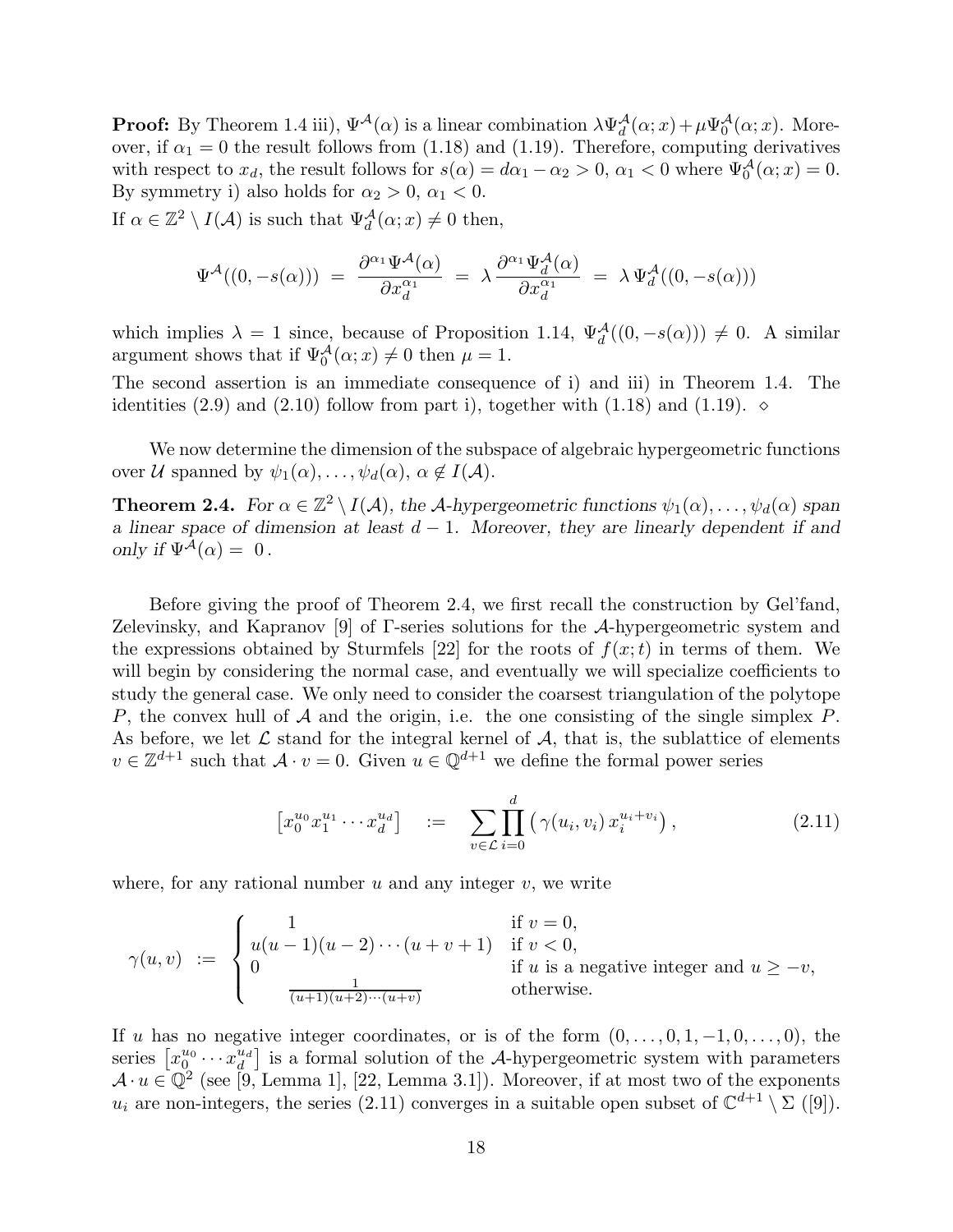**Proof:** By Theorem 1.4 iii), $\Psi^{\mathcal{A}}(\alpha)$ is a linear combination $\lambda\Psi_d^{\mathcal{A}}(\alpha;x)+\mu\Psi_0^{\mathcal{A}}(\alpha;x)$. Moreover, if $\alpha_1=0$ the result follows from (1.18) and (1.19). Therefore, computing derivatives with respect to $x_d$, the result follows for $s(\alpha)=d\alpha_1-\alpha_2>0$, $\alpha_1<0$ where $\Psi_0^{\mathcal{A}}(\alpha;x)=0$. By symmetry i) also holds for $\alpha_2>0$, $\alpha_1<0$.

If $\alpha\in\mathbb{Z}^2\setminus I(\mathcal{A})$ is such that $\Psi_d^{\mathcal{A}}(\alpha;x)\neq 0$ then,

$$\Psi^{\mathcal{A}}((0,-s(\alpha))) \;=\; \frac{\partial^{\alpha_1}\Psi^{\mathcal{A}}(\alpha)}{\partial x_d^{\alpha_1}} \;=\; \lambda\,\frac{\partial^{\alpha_1}\Psi_d^{\mathcal{A}}(\alpha)}{\partial x_d^{\alpha_1}} \;=\; \lambda\,\Psi_d^{\mathcal{A}}((0,-s(\alpha)))$$

which implies $\lambda=1$ since, because of Proposition 1.14, $\Psi_d^{\mathcal{A}}((0,-s(\alpha)))\neq 0$. A similar argument shows that if $\Psi_0^{\mathcal{A}}(\alpha;x)\neq 0$ then $\mu=1$.

The second assertion is an immediate consequence of i) and iii) in Theorem 1.4. The identities (2.9) and (2.10) follow from part i), together with (1.18) and (1.19). $\diamond$

We now determine the dimension of the subspace of algebraic hypergeometric functions over $\mathcal{U}$ spanned by $\psi_1(\alpha),\ldots,\psi_d(\alpha)$, $\alpha\notin I(\mathcal{A})$.

**Theorem 2.4.** *For $\alpha\in\mathbb{Z}^2\setminus I(\mathcal{A})$, the $\mathcal{A}$-hypergeometric functions $\psi_1(\alpha),\ldots,\psi_d(\alpha)$ span a linear space of dimension at least $d-1$. Moreover, they are linearly dependent if and only if $\Psi^{\mathcal{A}}(\alpha)=\ 0$.*

Before giving the proof of Theorem 2.4, we first recall the construction by Gel'fand, Zelevinsky, and Kapranov [9] of Γ-series solutions for the $\mathcal{A}$-hypergeometric system and the expressions obtained by Sturmfels [22] for the roots of $f(x;t)$ in terms of them. We will begin by considering the normal case, and eventually we will specialize coefficients to study the general case. We only need to consider the coarsest triangulation of the polytope $P$, the convex hull of $\mathcal{A}$ and the origin, i.e. the one consisting of the single simplex $P$. As before, we let $\mathcal{L}$ stand for the integral kernel of $\mathcal{A}$, that is, the sublattice of elements $v\in\mathbb{Z}^{d+1}$ such that $\mathcal{A}\cdot v=0$. Given $u\in\mathbb{Q}^{d+1}$ we define the formal power series

$$\left[x_0^{u_0}x_1^{u_1}\cdots x_d^{u_d}\right] \quad := \quad \sum_{v\in\mathcal{L}}\prod_{i=0}^{d}\left(\gamma(u_i,v_i)\,x_i^{u_i+v_i}\right), \tag{2.11}$$

where, for any rational number $u$ and any integer $v$, we write

$$\gamma(u,v) \;:=\; \begin{cases} 1 & \text{if } v=0,\\ u(u-1)(u-2)\cdots(u+v+1) & \text{if } v<0,\\ 0 & \text{if } u \text{ is a negative integer and } u\geq -v,\\ \frac{1}{(u+1)(u+2)\cdots(u+v)} & \text{otherwise.}\end{cases}$$

If $u$ has no negative integer coordinates, or is of the form $(0,\ldots,0,1,-1,0,\ldots,0)$, the series $\left[x_0^{u_0}\cdots x_d^{u_d}\right]$ is a formal solution of the $\mathcal{A}$-hypergeometric system with parameters $\mathcal{A}\cdot u\in\mathbb{Q}^2$ (see [9, Lemma 1], [22, Lemma 3.1]). Moreover, if at most two of the exponents $u_i$ are non-integers, the series (2.11) converges in a suitable open subset of $\mathbb{C}^{d+1}\setminus\Sigma$ ([9]).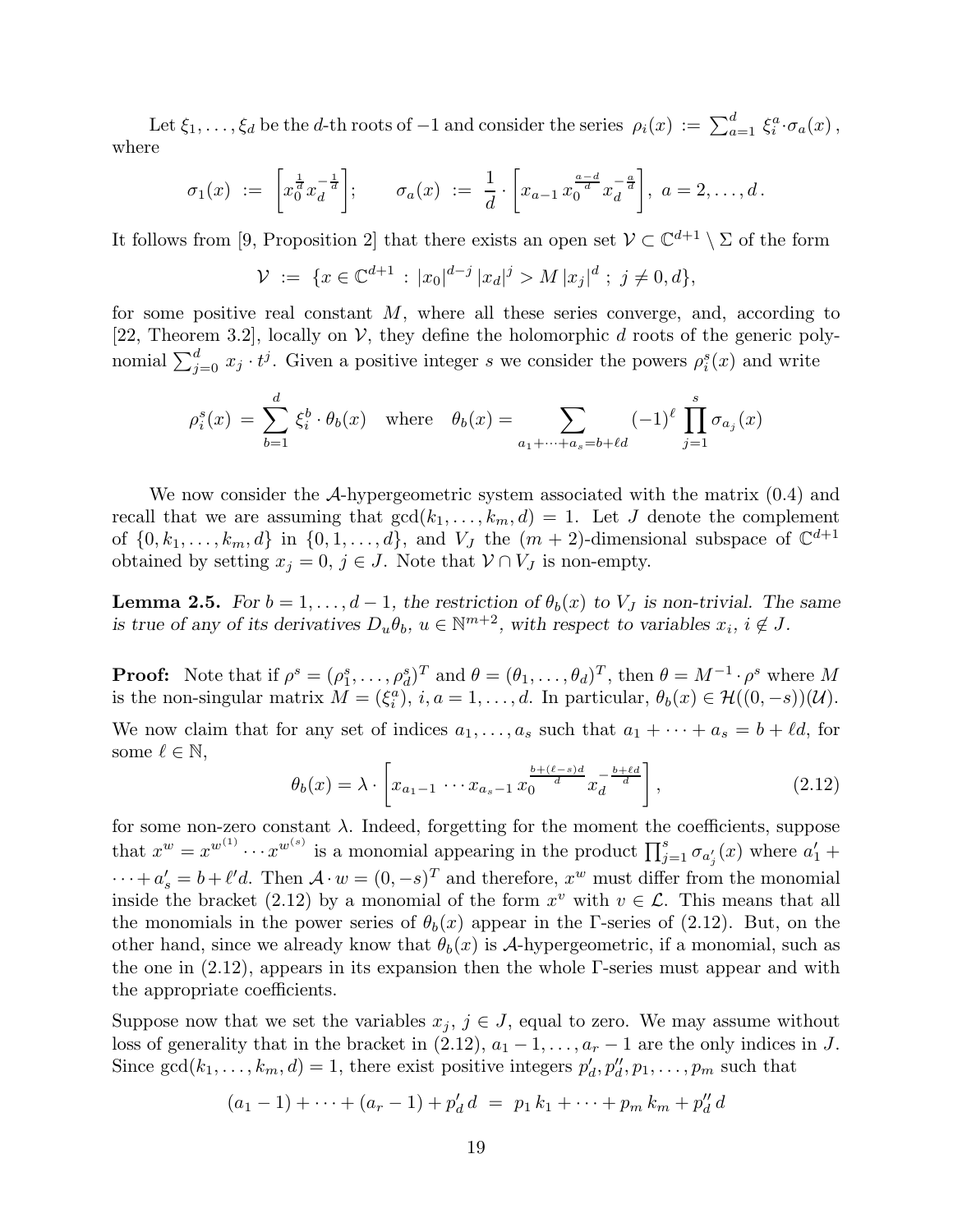Let $\xi_1, \ldots, \xi_d$ be the $d$-th roots of $-1$ and consider the series $\rho_i(x) := \sum_{a=1}^{d} \xi_i^a \cdot \sigma_a(x)$, where

$$\sigma_1(x) := \left[x_0^{\frac{1}{d}} x_d^{-\frac{1}{d}}\right]; \qquad \sigma_a(x) := \frac{1}{d} \cdot \left[x_{a-1}\, x_0^{\frac{a-d}{d}}\, x_d^{-\frac{a}{d}}\right],\ a = 2, \ldots, d\,.$$

It follows from [9, Proposition 2] that there exists an open set $\mathcal{V} \subset \mathbb{C}^{d+1} \setminus \Sigma$ of the form

$$\mathcal{V} := \{x \in \mathbb{C}^{d+1} : |x_0|^{d-j}\, |x_d|^j > M\, |x_j|^d \ ;\ j \neq 0, d\},$$

for some positive real constant $M$, where all these series converge, and, according to [22, Theorem 3.2], locally on $\mathcal{V}$, they define the holomorphic $d$ roots of the generic polynomial $\sum_{j=0}^{d} x_j \cdot t^j$. Given a positive integer $s$ we consider the powers $\rho_i^s(x)$ and write

$$\rho_i^s(x) = \sum_{b=1}^{d} \xi_i^b \cdot \theta_b(x) \quad \text{where} \quad \theta_b(x) = \sum_{a_1 + \cdots + a_s = b + \ell d} (-1)^\ell \prod_{j=1}^{s} \sigma_{a_j}(x)$$

We now consider the $\mathcal{A}$-hypergeometric system associated with the matrix (0.4) and recall that we are assuming that $\gcd(k_1, \ldots, k_m, d) = 1$. Let $J$ denote the complement of $\{0, k_1, \ldots, k_m, d\}$ in $\{0, 1, \ldots, d\}$, and $V_J$ the $(m+2)$-dimensional subspace of $\mathbb{C}^{d+1}$ obtained by setting $x_j = 0$, $j \in J$. Note that $\mathcal{V} \cap V_J$ is non-empty.

**Lemma 2.5.** *For $b = 1, \ldots, d-1$, the restriction of $\theta_b(x)$ to $V_J$ is non-trivial. The same is true of any of its derivatives $D_u \theta_b$, $u \in \mathbb{N}^{m+2}$, with respect to variables $x_i$, $i \notin J$.*

**Proof:** Note that if $\rho^s = (\rho_1^s, \ldots, \rho_d^s)^T$ and $\theta = (\theta_1, \ldots, \theta_d)^T$, then $\theta = M^{-1} \cdot \rho^s$ where $M$ is the non-singular matrix $M = (\xi_i^a)$, $i, a = 1, \ldots, d$. In particular, $\theta_b(x) \in \mathcal{H}((0, -s))(\mathcal{U})$.

We now claim that for any set of indices $a_1, \ldots, a_s$ such that $a_1 + \cdots + a_s = b + \ell d$, for some $\ell \in \mathbb{N}$,

$$\theta_b(x) = \lambda \cdot \left[x_{a_1 - 1} \cdots x_{a_s - 1}\, x_0^{\frac{b + (\ell - s)d}{d}}\, x_d^{-\frac{b + \ell d}{d}}\right], \tag{2.12}$$

for some non-zero constant $\lambda$. Indeed, forgetting for the moment the coefficients, suppose that $x^w = x^{w^{(1)}} \cdots x^{w^{(s)}}$ is a monomial appearing in the product $\prod_{j=1}^{s} \sigma_{a'_j}(x)$ where $a'_1 + \cdots + a'_s = b + \ell' d$. Then $\mathcal{A} \cdot w = (0, -s)^T$ and therefore, $x^w$ must differ from the monomial inside the bracket (2.12) by a monomial of the form $x^v$ with $v \in \mathcal{L}$. This means that all the monomials in the power series of $\theta_b(x)$ appear in the $\Gamma$-series of (2.12). But, on the other hand, since we already know that $\theta_b(x)$ is $\mathcal{A}$-hypergeometric, if a monomial, such as the one in (2.12), appears in its expansion then the whole $\Gamma$-series must appear and with the appropriate coefficients.

Suppose now that we set the variables $x_j$, $j \in J$, equal to zero. We may assume without loss of generality that in the bracket in (2.12), $a_1 - 1, \ldots, a_r - 1$ are the only indices in $J$. Since $\gcd(k_1, \ldots, k_m, d) = 1$, there exist positive integers $p'_d, p''_d, p_1, \ldots, p_m$ such that

$$(a_1 - 1) + \cdots + (a_r - 1) + p'_d\, d = p_1\, k_1 + \cdots + p_m\, k_m + p''_d\, d$$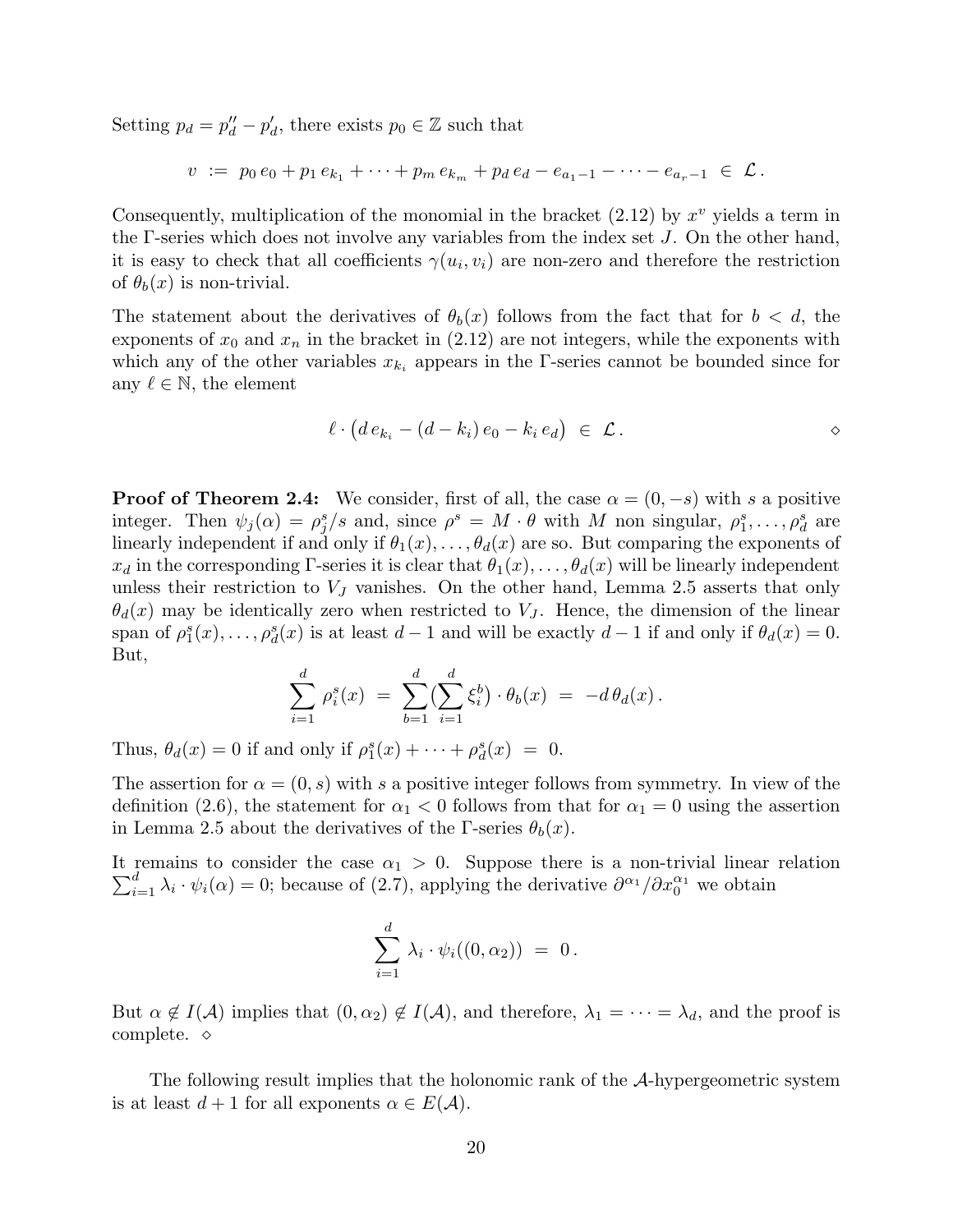Setting $p_d = p_d'' - p_d'$, there exists $p_0 \in \mathbb{Z}$ such that

$$v \;:=\; p_0\, e_0 + p_1\, e_{k_1} + \cdots + p_m\, e_{k_m} + p_d\, e_d - e_{a_1 - 1} - \cdots - e_{a_r - 1} \;\in\; \mathcal{L}\,.$$

Consequently, multiplication of the monomial in the bracket (2.12) by $x^v$ yields a term in the Γ-series which does not involve any variables from the index set $J$. On the other hand, it is easy to check that all coefficients $\gamma(u_i, v_i)$ are non-zero and therefore the restriction of $\theta_b(x)$ is non-trivial.

The statement about the derivatives of $\theta_b(x)$ follows from the fact that for $b < d$, the exponents of $x_0$ and $x_n$ in the bracket in (2.12) are not integers, while the exponents with which any of the other variables $x_{k_i}$ appears in the Γ-series cannot be bounded since for any $\ell \in \mathbb{N}$, the element

$$\ell \cdot \big(d\, e_{k_i} - (d - k_i)\, e_0 - k_i\, e_d\big) \;\in\; \mathcal{L}\,. \qquad \diamond$$

**Proof of Theorem 2.4:** We consider, first of all, the case $\alpha = (0, -s)$ with $s$ a positive integer. Then $\psi_j(\alpha) = \rho_j^s / s$ and, since $\rho^s = M \cdot \theta$ with $M$ non singular, $\rho_1^s, \ldots, \rho_d^s$ are linearly independent if and only if $\theta_1(x), \ldots, \theta_d(x)$ are so. But comparing the exponents of $x_d$ in the corresponding Γ-series it is clear that $\theta_1(x), \ldots, \theta_d(x)$ will be linearly independent unless their restriction to $V_J$ vanishes. On the other hand, Lemma 2.5 asserts that only $\theta_d(x)$ may be identically zero when restricted to $V_J$. Hence, the dimension of the linear span of $\rho_1^s(x), \ldots, \rho_d^s(x)$ is at least $d-1$ and will be exactly $d-1$ if and only if $\theta_d(x) = 0$. But,

$$\sum_{i=1}^{d} \rho_i^s(x) \;=\; \sum_{b=1}^{d} \Big(\sum_{i=1}^{d} \xi_i^b\Big) \cdot \theta_b(x) \;=\; -d\,\theta_d(x)\,.$$

Thus, $\theta_d(x) = 0$ if and only if $\rho_1^s(x) + \cdots + \rho_d^s(x) \;=\; 0$.

The assertion for $\alpha = (0, s)$ with $s$ a positive integer follows from symmetry. In view of the definition (2.6), the statement for $\alpha_1 < 0$ follows from that for $\alpha_1 = 0$ using the assertion in Lemma 2.5 about the derivatives of the Γ-series $\theta_b(x)$.

It remains to consider the case $\alpha_1 > 0$. Suppose there is a non-trivial linear relation $\sum_{i=1}^{d} \lambda_i \cdot \psi_i(\alpha) = 0$; because of (2.7), applying the derivative $\partial^{\alpha_1}/\partial x_0^{\alpha_1}$ we obtain

$$\sum_{i=1}^{d} \lambda_i \cdot \psi_i((0, \alpha_2)) \;=\; 0\,.$$

But $\alpha \notin I(\mathcal{A})$ implies that $(0, \alpha_2) \notin I(\mathcal{A})$, and therefore, $\lambda_1 = \cdots = \lambda_d$, and the proof is complete. $\diamond$

The following result implies that the holonomic rank of the $\mathcal{A}$-hypergeometric system is at least $d+1$ for all exponents $\alpha \in E(\mathcal{A})$.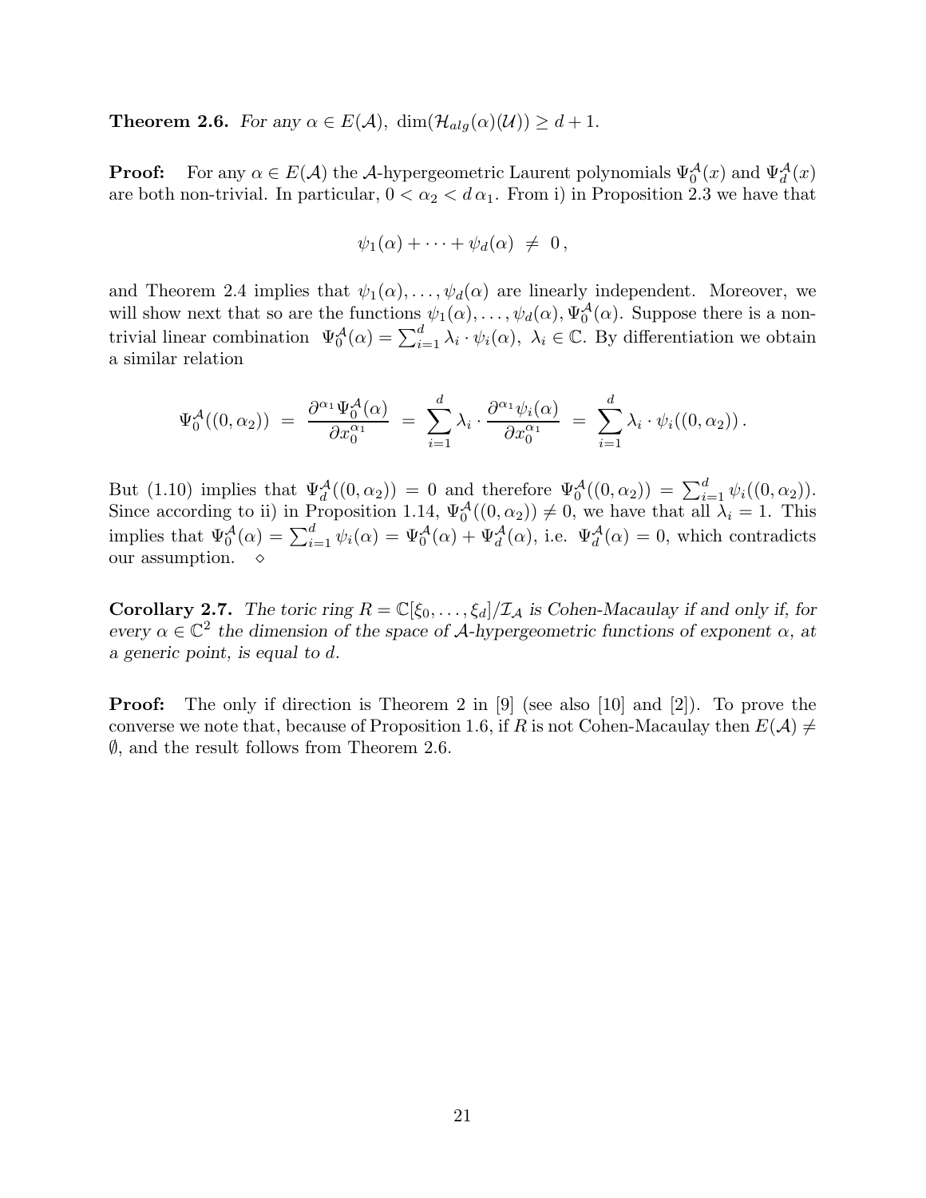**Theorem 2.6.** *For any $\alpha \in E(\mathcal{A})$, $\dim(\mathcal{H}_{alg}(\alpha)(\mathcal{U})) \geq d+1$.*

**Proof:** For any $\alpha \in E(\mathcal{A})$ the $\mathcal{A}$-hypergeometric Laurent polynomials $\Psi_0^{\mathcal{A}}(x)$ and $\Psi_d^{\mathcal{A}}(x)$ are both non-trivial. In particular, $0 < \alpha_2 < d\,\alpha_1$. From i) in Proposition 2.3 we have that

$$\psi_1(\alpha) + \cdots + \psi_d(\alpha) \;\neq\; 0\,,$$

and Theorem 2.4 implies that $\psi_1(\alpha), \ldots, \psi_d(\alpha)$ are linearly independent. Moreover, we will show next that so are the functions $\psi_1(\alpha), \ldots, \psi_d(\alpha), \Psi_0^{\mathcal{A}}(\alpha)$. Suppose there is a non-trivial linear combination $\Psi_0^{\mathcal{A}}(\alpha) = \sum_{i=1}^d \lambda_i \cdot \psi_i(\alpha)$, $\lambda_i \in \mathbb{C}$. By differentiation we obtain a similar relation

$$\Psi_0^{\mathcal{A}}((0,\alpha_2)) \;=\; \frac{\partial^{\alpha_1}\Psi_0^{\mathcal{A}}(\alpha)}{\partial x_0^{\alpha_1}} \;=\; \sum_{i=1}^d \lambda_i \cdot \frac{\partial^{\alpha_1}\psi_i(\alpha)}{\partial x_0^{\alpha_1}} \;=\; \sum_{i=1}^d \lambda_i \cdot \psi_i((0,\alpha_2))\,.$$

But (1.10) implies that $\Psi_d^{\mathcal{A}}((0,\alpha_2)) = 0$ and therefore $\Psi_0^{\mathcal{A}}((0,\alpha_2)) = \sum_{i=1}^d \psi_i((0,\alpha_2))$. Since according to ii) in Proposition 1.14, $\Psi_0^{\mathcal{A}}((0,\alpha_2)) \neq 0$, we have that all $\lambda_i = 1$. This implies that $\Psi_0^{\mathcal{A}}(\alpha) = \sum_{i=1}^d \psi_i(\alpha) = \Psi_0^{\mathcal{A}}(\alpha) + \Psi_d^{\mathcal{A}}(\alpha)$, i.e. $\Psi_d^{\mathcal{A}}(\alpha) = 0$, which contradicts our assumption. $\diamond$

**Corollary 2.7.** *The toric ring $R = \mathbb{C}[\xi_0, \ldots, \xi_d]/\mathcal{I}_{\mathcal{A}}$ is Cohen-Macaulay if and only if, for every $\alpha \in \mathbb{C}^2$ the dimension of the space of $\mathcal{A}$-hypergeometric functions of exponent $\alpha$, at a generic point, is equal to $d$.*

**Proof:** The only if direction is Theorem 2 in [9] (see also [10] and [2]). To prove the converse we note that, because of Proposition 1.6, if $R$ is not Cohen-Macaulay then $E(\mathcal{A}) \neq \emptyset$, and the result follows from Theorem 2.6.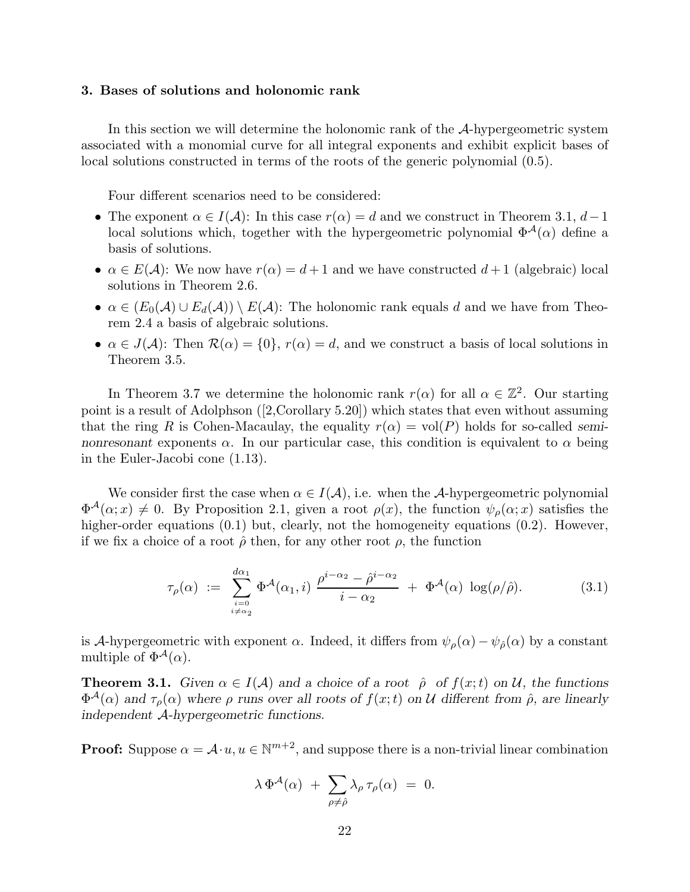### 3. Bases of solutions and holonomic rank

In this section we will determine the holonomic rank of the $\mathcal{A}$-hypergeometric system associated with a monomial curve for all integral exponents and exhibit explicit bases of local solutions constructed in terms of the roots of the generic polynomial (0.5).

Four different scenarios need to be considered:

- The exponent $\alpha \in I(\mathcal{A})$: In this case $r(\alpha) = d$ and we construct in Theorem 3.1, $d-1$ local solutions which, together with the hypergeometric polynomial $\Phi^{\mathcal{A}}(\alpha)$ define a basis of solutions.
- $\alpha \in E(\mathcal{A})$: We now have $r(\alpha) = d+1$ and we have constructed $d+1$ (algebraic) local solutions in Theorem 2.6.
- $\alpha \in (E_0(\mathcal{A}) \cup E_d(\mathcal{A})) \setminus E(\mathcal{A})$: The holonomic rank equals $d$ and we have from Theorem 2.4 a basis of algebraic solutions.
- $\alpha \in J(\mathcal{A})$: Then $\mathcal{R}(\alpha) = \{0\}$, $r(\alpha) = d$, and we construct a basis of local solutions in Theorem 3.5.

In Theorem 3.7 we determine the holonomic rank $r(\alpha)$ for all $\alpha \in \mathbb{Z}^2$. Our starting point is a result of Adolphson ([2,Corollary 5.20]) which states that even without assuming that the ring $R$ is Cohen-Macaulay, the equality $r(\alpha) = \mathrm{vol}(P)$ holds for so-called *semi-nonresonant* exponents $\alpha$. In our particular case, this condition is equivalent to $\alpha$ being in the Euler-Jacobi cone (1.13).

We consider first the case when $\alpha \in I(\mathcal{A})$, i.e. when the $\mathcal{A}$-hypergeometric polynomial $\Phi^{\mathcal{A}}(\alpha; x) \neq 0$. By Proposition 2.1, given a root $\rho(x)$, the function $\psi_\rho(\alpha; x)$ satisfies the higher-order equations (0.1) but, clearly, not the homogeneity equations (0.2). However, if we fix a choice of a root $\hat{\rho}$ then, for any other root $\rho$, the function

$$\tau_\rho(\alpha) := \sum_{\substack{i=0 \\ i \neq \alpha_2}}^{d\alpha_1} \Phi^{\mathcal{A}}(\alpha_1, i) \, \frac{\rho^{i-\alpha_2} - \hat{\rho}^{i-\alpha_2}}{i - \alpha_2} + \Phi^{\mathcal{A}}(\alpha) \, \log(\rho/\hat{\rho}). \tag{3.1}$$

is $\mathcal{A}$-hypergeometric with exponent $\alpha$. Indeed, it differs from $\psi_\rho(\alpha) - \psi_{\hat{\rho}}(\alpha)$ by a constant multiple of $\Phi^{\mathcal{A}}(\alpha)$.

**Theorem 3.1.** *Given $\alpha \in I(\mathcal{A})$ and a choice of a root $\hat{\rho}$ of $f(x;t)$ on $\mathcal{U}$, the functions $\Phi^{\mathcal{A}}(\alpha)$ and $\tau_\rho(\alpha)$ where $\rho$ runs over all roots of $f(x;t)$ on $\mathcal{U}$ different from $\hat{\rho}$, are linearly independent $\mathcal{A}$-hypergeometric functions.*

**Proof:** Suppose $\alpha = \mathcal{A} \cdot u$, $u \in \mathbb{N}^{m+2}$, and suppose there is a non-trivial linear combination

$$\lambda \, \Phi^{\mathcal{A}}(\alpha) + \sum_{\rho \neq \hat{\rho}} \lambda_\rho \, \tau_\rho(\alpha) = 0.$$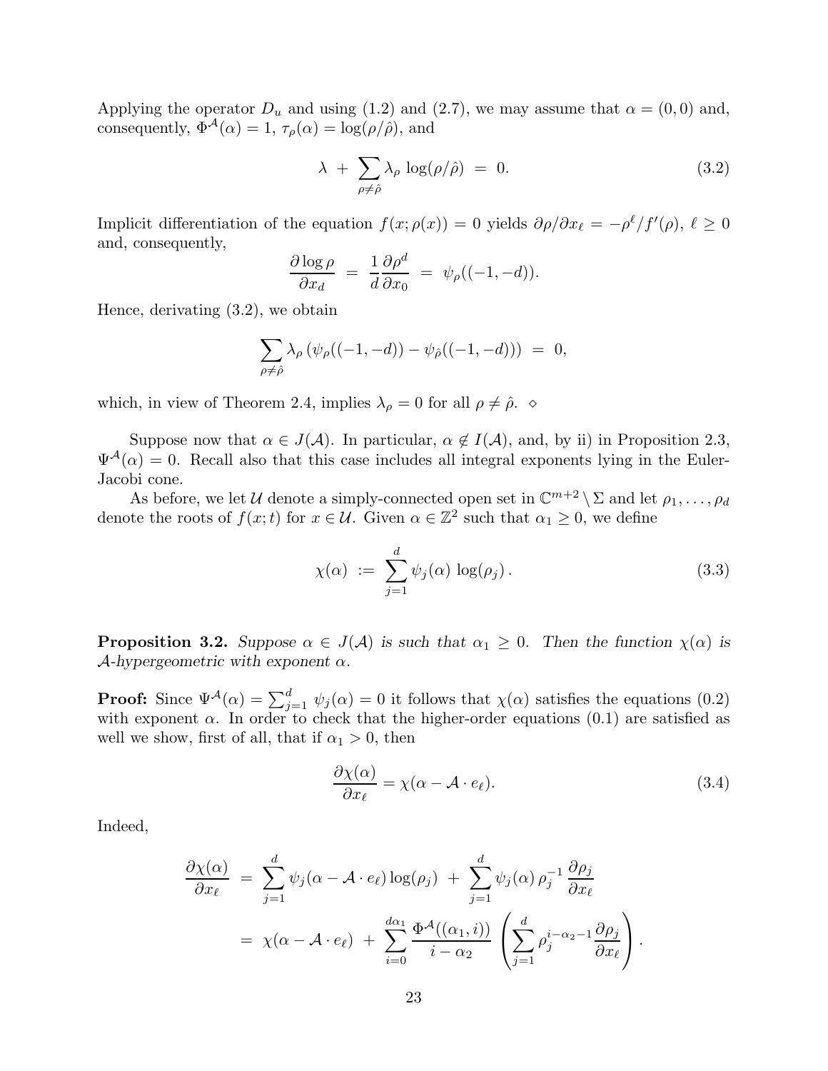Applying the operator $D_u$ and using (1.2) and (2.7), we may assume that $\alpha = (0,0)$ and, consequently, $\Phi^{\mathcal{A}}(\alpha) = 1$, $\tau_\rho(\alpha) = \log(\rho/\hat{\rho})$, and

$$\lambda \;+\; \sum_{\rho \neq \hat{\rho}} \lambda_\rho \, \log(\rho/\hat{\rho}) \;=\; 0. \tag{3.2}$$

Implicit differentiation of the equation $f(x;\rho(x)) = 0$ yields $\partial\rho/\partial x_\ell = -\rho^\ell/f'(\rho)$, $\ell \geq 0$ and, consequently,

$$\frac{\partial \log \rho}{\partial x_d} \;=\; \frac{1}{d}\frac{\partial \rho^d}{\partial x_0} \;=\; \psi_\rho((-1,-d)).$$

Hence, derivating (3.2), we obtain

$$\sum_{\rho \neq \hat{\rho}} \lambda_\rho \left(\psi_\rho((-1,-d)) - \psi_{\hat{\rho}}((-1,-d))\right) \;=\; 0,$$

which, in view of Theorem 2.4, implies $\lambda_\rho = 0$ for all $\rho \neq \hat{\rho}$. $\diamond$

Suppose now that $\alpha \in J(\mathcal{A})$. In particular, $\alpha \notin I(\mathcal{A})$, and, by ii) in Proposition 2.3, $\Psi^{\mathcal{A}}(\alpha) = 0$. Recall also that this case includes all integral exponents lying in the Euler-Jacobi cone.

As before, we let $\mathcal{U}$ denote a simply-connected open set in $\mathbb{C}^{m+2} \setminus \Sigma$ and let $\rho_1, \ldots, \rho_d$ denote the roots of $f(x;t)$ for $x \in \mathcal{U}$. Given $\alpha \in \mathbb{Z}^2$ such that $\alpha_1 \geq 0$, we define

$$\chi(\alpha) \;:=\; \sum_{j=1}^{d} \psi_j(\alpha)\, \log(\rho_j)\,. \tag{3.3}$$

**Proposition 3.2.** *Suppose $\alpha \in J(\mathcal{A})$ is such that $\alpha_1 \geq 0$. Then the function $\chi(\alpha)$ is $\mathcal{A}$-hypergeometric with exponent $\alpha$.*

**Proof:** Since $\Psi^{\mathcal{A}}(\alpha) = \sum_{j=1}^{d} \psi_j(\alpha) = 0$ it follows that $\chi(\alpha)$ satisfies the equations (0.2) with exponent $\alpha$. In order to check that the higher-order equations (0.1) are satisfied as well we show, first of all, that if $\alpha_1 > 0$, then

$$\frac{\partial \chi(\alpha)}{\partial x_\ell} = \chi(\alpha - \mathcal{A}\cdot e_\ell). \tag{3.4}$$

Indeed,

$$\begin{aligned}
\frac{\partial \chi(\alpha)}{\partial x_\ell} \;&=\; \sum_{j=1}^{d} \psi_j(\alpha - \mathcal{A}\cdot e_\ell)\log(\rho_j) \;+\; \sum_{j=1}^{d} \psi_j(\alpha)\,\rho_j^{-1}\,\frac{\partial \rho_j}{\partial x_\ell} \\
&=\; \chi(\alpha - \mathcal{A}\cdot e_\ell) \;+\; \sum_{i=0}^{d\alpha_1} \frac{\Phi^{\mathcal{A}}((\alpha_1, i))}{i - \alpha_2} \left(\sum_{j=1}^{d} \rho_j^{i-\alpha_2-1}\frac{\partial \rho_j}{\partial x_\ell}\right).
\end{aligned}$$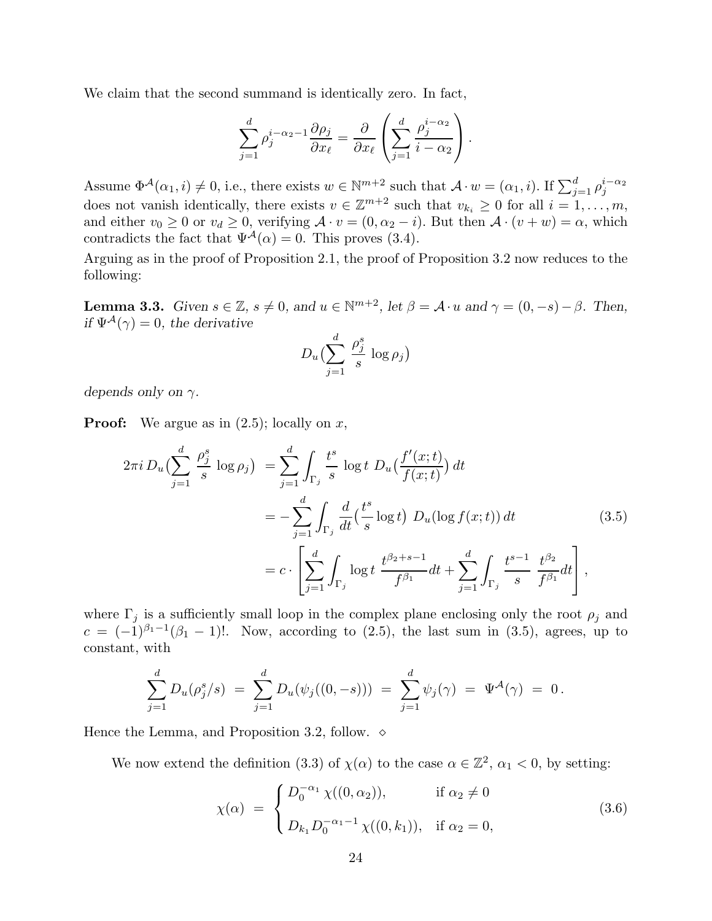We claim that the second summand is identically zero. In fact,

$$\sum_{j=1}^{d} \rho_j^{i-\alpha_2-1} \frac{\partial \rho_j}{\partial x_\ell} = \frac{\partial}{\partial x_\ell} \left( \sum_{j=1}^{d} \frac{\rho_j^{i-\alpha_2}}{i-\alpha_2} \right).$$

Assume $\Phi^{\mathcal{A}}(\alpha_1, i) \neq 0$, i.e., there exists $w \in \mathbb{N}^{m+2}$ such that $\mathcal{A} \cdot w = (\alpha_1, i)$. If $\sum_{j=1}^{d} \rho_j^{i-\alpha_2}$ does not vanish identically, there exists $v \in \mathbb{Z}^{m+2}$ such that $v_{k_i} \geq 0$ for all $i = 1, \ldots, m$, and either $v_0 \geq 0$ or $v_d \geq 0$, verifying $\mathcal{A} \cdot v = (0, \alpha_2 - i)$. But then $\mathcal{A} \cdot (v + w) = \alpha$, which contradicts the fact that $\Psi^{\mathcal{A}}(\alpha) = 0$. This proves (3.4).

Arguing as in the proof of Proposition 2.1, the proof of Proposition 3.2 now reduces to the following:

**Lemma 3.3.** *Given $s \in \mathbb{Z}$, $s \neq 0$, and $u \in \mathbb{N}^{m+2}$, let $\beta = \mathcal{A} \cdot u$ and $\gamma = (0, -s) - \beta$. Then, if $\Psi^{\mathcal{A}}(\gamma) = 0$, the derivative*

$$D_u\Big(\sum_{j=1}^{d} \frac{\rho_j^s}{s} \log \rho_j\Big)$$

*depends only on $\gamma$.*

**Proof:** We argue as in (2.5); locally on $x$,

$$\begin{aligned}
2\pi i \, D_u\Big(\sum_{j=1}^{d} \frac{\rho_j^s}{s} \log \rho_j\Big) &= \sum_{j=1}^{d} \int_{\Gamma_j} \frac{t^s}{s} \log t \; D_u\Big(\frac{f'(x;t)}{f(x;t)}\Big)\, dt \\
&= -\sum_{j=1}^{d} \int_{\Gamma_j} \frac{d}{dt}\Big(\frac{t^s}{s} \log t\Big) \; D_u(\log f(x;t))\, dt \qquad (3.5) \\
&= c \cdot \left[ \sum_{j=1}^{d} \int_{\Gamma_j} \log t \; \frac{t^{\beta_2+s-1}}{f^{\beta_1}} dt + \sum_{j=1}^{d} \int_{\Gamma_j} \frac{t^{s-1}}{s} \; \frac{t^{\beta_2}}{f^{\beta_1}} dt \right],
\end{aligned}$$

where $\Gamma_j$ is a sufficiently small loop in the complex plane enclosing only the root $\rho_j$ and $c = (-1)^{\beta_1 - 1}(\beta_1 - 1)!$. Now, according to (2.5), the last sum in (3.5), agrees, up to constant, with

$$\sum_{j=1}^{d} D_u(\rho_j^s/s) \;=\; \sum_{j=1}^{d} D_u(\psi_j((0,-s))) \;=\; \sum_{j=1}^{d} \psi_j(\gamma) \;=\; \Psi^{\mathcal{A}}(\gamma) \;=\; 0\,.$$

Hence the Lemma, and Proposition 3.2, follow. $\diamond$

We now extend the definition (3.3) of $\chi(\alpha)$ to the case $\alpha \in \mathbb{Z}^2$, $\alpha_1 < 0$, by setting:

$$\chi(\alpha) \;=\; \begin{cases} D_0^{-\alpha_1}\, \chi((0, \alpha_2)), & \text{if } \alpha_2 \neq 0 \\ \\ D_{k_1} D_0^{-\alpha_1 - 1}\, \chi((0, k_1)), & \text{if } \alpha_2 = 0, \end{cases} \qquad (3.6)$$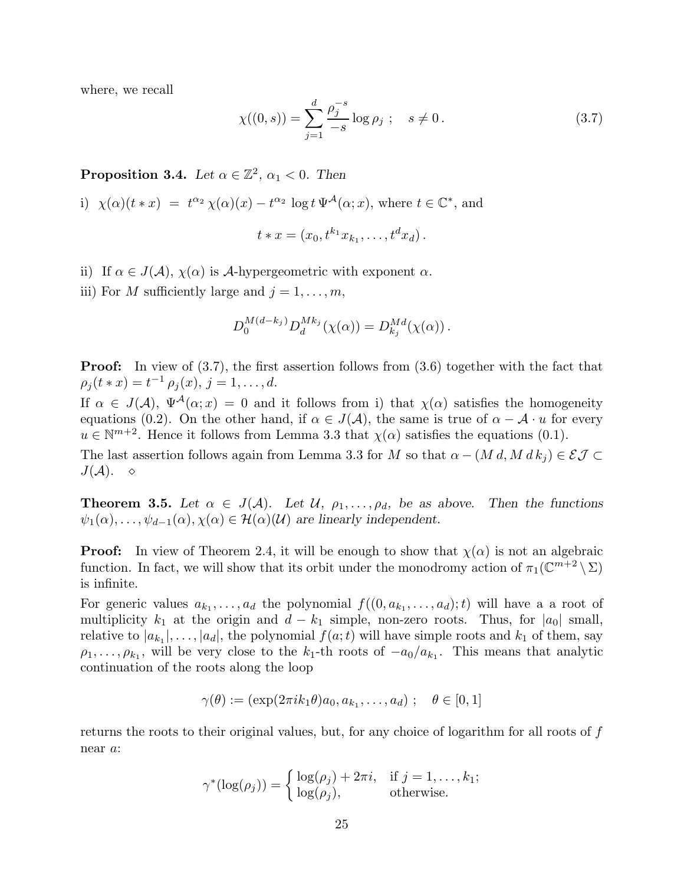where, we recall

$$\chi((0,s)) = \sum_{j=1}^{d} \frac{\rho_j^{-s}}{-s} \log \rho_j \ ; \quad s \neq 0\,. \tag{3.7}$$

**Proposition 3.4.** *Let $\alpha \in \mathbb{Z}^2$, $\alpha_1 < 0$. Then*

i) $\chi(\alpha)(t * x) \;=\; t^{\alpha_2}\, \chi(\alpha)(x) - t^{\alpha_2}\, \log t\, \Psi^{\mathcal{A}}(\alpha; x)$, where $t \in \mathbb{C}^*$, and

$$t * x = (x_0, t^{k_1} x_{k_1}, \ldots, t^d x_d)\,.$$

ii) If $\alpha \in J(\mathcal{A})$, $\chi(\alpha)$ is $\mathcal{A}$-hypergeometric with exponent $\alpha$.

iii) For $M$ sufficiently large and $j = 1, \ldots, m$,

$$D_0^{M(d-k_j)} D_d^{Mk_j}(\chi(\alpha)) = D_{k_j}^{Md}(\chi(\alpha))\,.$$

**Proof:** In view of (3.7), the first assertion follows from (3.6) together with the fact that $\rho_j(t * x) = t^{-1}\, \rho_j(x)$, $j = 1, \ldots, d$.

If $\alpha \in J(\mathcal{A})$, $\Psi^{\mathcal{A}}(\alpha; x) = 0$ and it follows from i) that $\chi(\alpha)$ satisfies the homogeneity equations (0.2). On the other hand, if $\alpha \in J(\mathcal{A})$, the same is true of $\alpha - \mathcal{A} \cdot u$ for every $u \in \mathbb{N}^{m+2}$. Hence it follows from Lemma 3.3 that $\chi(\alpha)$ satisfies the equations (0.1).

The last assertion follows again from Lemma 3.3 for $M$ so that $\alpha - (M\,d, M\,d\,k_j) \in \mathcal{EJ} \subset J(\mathcal{A})$. $\diamond$

**Theorem 3.5.** *Let $\alpha \in J(\mathcal{A})$. Let $\mathcal{U}$, $\rho_1, \ldots, \rho_d$, be as above. Then the functions $\psi_1(\alpha), \ldots, \psi_{d-1}(\alpha), \chi(\alpha) \in \mathcal{H}(\alpha)(\mathcal{U})$ are linearly independent.*

**Proof:** In view of Theorem 2.4, it will be enough to show that $\chi(\alpha)$ is not an algebraic function. In fact, we will show that its orbit under the monodromy action of $\pi_1(\mathbb{C}^{m+2} \setminus \Sigma)$ is infinite.

For generic values $a_{k_1}, \ldots, a_d$ the polynomial $f((0, a_{k_1}, \ldots, a_d); t)$ will have a a root of multiplicity $k_1$ at the origin and $d - k_1$ simple, non-zero roots. Thus, for $|a_0|$ small, relative to $|a_{k_1}|, \ldots, |a_d|$, the polynomial $f(a; t)$ will have simple roots and $k_1$ of them, say $\rho_1, \ldots, \rho_{k_1}$, will be very close to the $k_1$-th roots of $-a_0/a_{k_1}$. This means that analytic continuation of the roots along the loop

$$\gamma(\theta) := (\exp(2\pi i k_1 \theta) a_0, a_{k_1}, \ldots, a_d) \ ; \quad \theta \in [0,1]$$

returns the roots to their original values, but, for any choice of logarithm for all roots of $f$ near $a$:

$$\gamma^*(\log(\rho_j)) = \begin{cases} \log(\rho_j) + 2\pi i, & \text{if } j = 1, \ldots, k_1; \\ \log(\rho_j), & \text{otherwise.} \end{cases}$$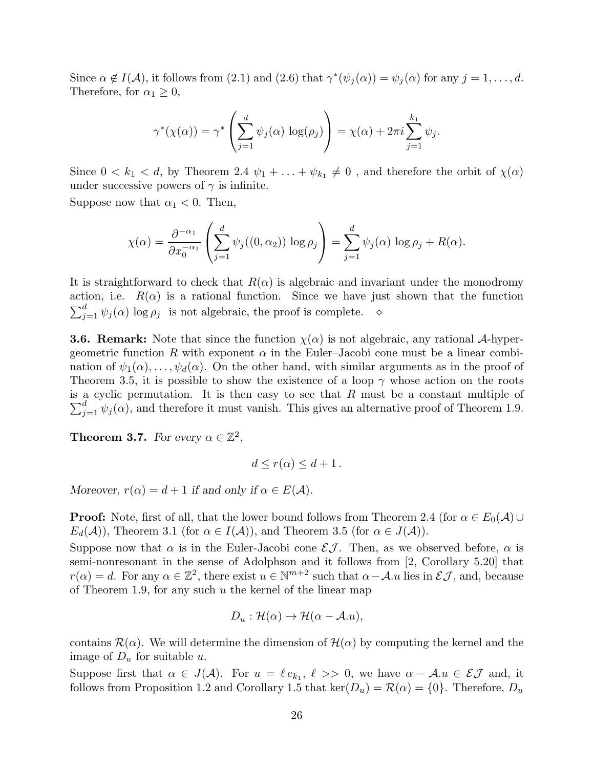Since $\alpha \notin I(\mathcal{A})$, it follows from (2.1) and (2.6) that $\gamma^*(\psi_j(\alpha)) = \psi_j(\alpha)$ for any $j = 1, \ldots, d$. Therefore, for $\alpha_1 \geq 0$,

$$\gamma^*(\chi(\alpha)) = \gamma^* \left( \sum_{j=1}^{d} \psi_j(\alpha) \, \log(\rho_j) \right) = \chi(\alpha) + 2\pi i \sum_{j=1}^{k_1} \psi_j.$$

Since $0 < k_1 < d$, by Theorem 2.4 $\psi_1 + \ldots + \psi_{k_1} \neq 0$ , and therefore the orbit of $\chi(\alpha)$ under successive powers of $\gamma$ is infinite.

Suppose now that $\alpha_1 < 0$. Then,

$$\chi(\alpha) = \frac{\partial^{-\alpha_1}}{\partial x_0^{-\alpha_1}} \left( \sum_{j=1}^{d} \psi_j((0, \alpha_2)) \, \log \rho_j \right) = \sum_{j=1}^{d} \psi_j(\alpha) \, \log \rho_j + R(\alpha).$$

It is straightforward to check that $R(\alpha)$ is algebraic and invariant under the monodromy action, i.e. $R(\alpha)$ is a rational function. Since we have just shown that the function $\sum_{j=1}^{d} \psi_j(\alpha) \, \log \rho_j$ is not algebraic, the proof is complete. $\diamond$

**3.6. Remark:** Note that since the function $\chi(\alpha)$ is not algebraic, any rational $\mathcal{A}$-hypergeometric function $R$ with exponent $\alpha$ in the Euler–Jacobi cone must be a linear combination of $\psi_1(\alpha), \ldots, \psi_d(\alpha)$. On the other hand, with similar arguments as in the proof of Theorem 3.5, it is possible to show the existence of a loop $\gamma$ whose action on the roots is a cyclic permutation. It is then easy to see that $R$ must be a constant multiple of $\sum_{j=1}^{d} \psi_j(\alpha)$, and therefore it must vanish. This gives an alternative proof of Theorem 1.9.

**Theorem 3.7.** *For every $\alpha \in \mathbb{Z}^2$,*

$$d \leq r(\alpha) \leq d + 1 \, .$$

*Moreover, $r(\alpha) = d + 1$ if and only if $\alpha \in E(\mathcal{A})$.*

**Proof:** Note, first of all, that the lower bound follows from Theorem 2.4 (for $\alpha \in E_0(\mathcal{A}) \cup E_d(\mathcal{A})$), Theorem 3.1 (for $\alpha \in I(\mathcal{A})$), and Theorem 3.5 (for $\alpha \in J(\mathcal{A})$).

Suppose now that $\alpha$ is in the Euler-Jacobi cone $\mathcal{EJ}$. Then, as we observed before, $\alpha$ is semi-nonresonant in the sense of Adolphson and it follows from [2, Corollary 5.20] that $r(\alpha) = d$. For any $\alpha \in \mathbb{Z}^2$, there exist $u \in \mathbb{N}^{m+2}$ such that $\alpha - \mathcal{A}.u$ lies in $\mathcal{EJ}$, and, because of Theorem 1.9, for any such $u$ the kernel of the linear map

$$D_u : \mathcal{H}(\alpha) \to \mathcal{H}(\alpha - \mathcal{A}.u),$$

contains $\mathcal{R}(\alpha)$. We will determine the dimension of $\mathcal{H}(\alpha)$ by computing the kernel and the image of $D_u$ for suitable $u$.

Suppose first that $\alpha \in J(\mathcal{A})$. For $u = \ell \, e_{k_1}$, $\ell >> 0$, we have $\alpha - \mathcal{A}.u \in \mathcal{EJ}$ and, it follows from Proposition 1.2 and Corollary 1.5 that $\ker(D_u) = \mathcal{R}(\alpha) = \{0\}$. Therefore, $D_u$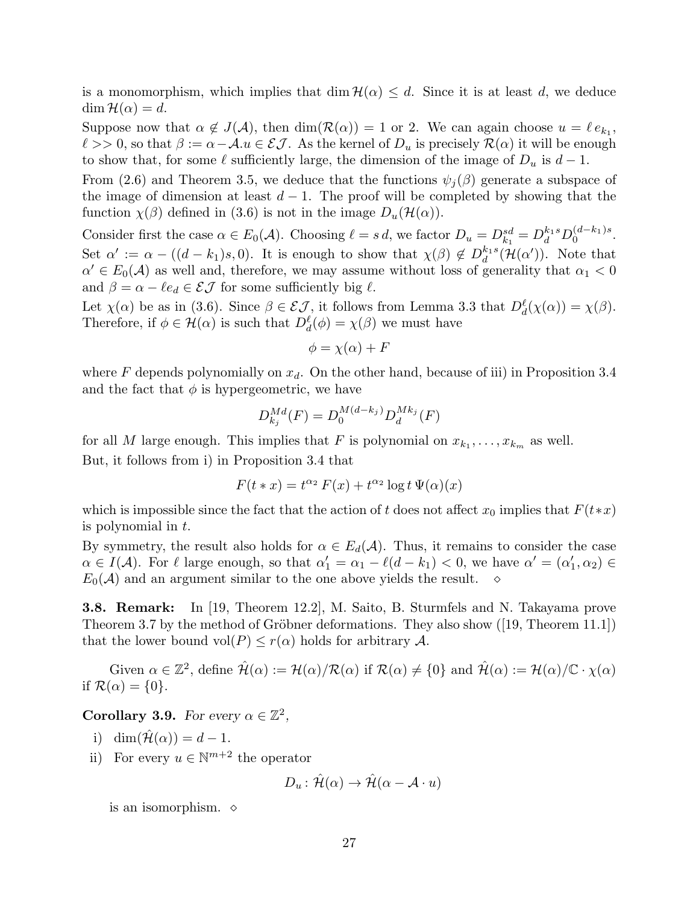is a monomorphism, which implies that $\dim \mathcal{H}(\alpha) \leq d$. Since it is at least $d$, we deduce $\dim \mathcal{H}(\alpha) = d$.

Suppose now that $\alpha \notin J(\mathcal{A})$, then $\dim(\mathcal{R}(\alpha)) = 1$ or 2. We can again choose $u = \ell\, e_{k_1}$, $\ell >> 0$, so that $\beta := \alpha - \mathcal{A}.u \in \mathcal{EJ}$. As the kernel of $D_u$ is precisely $\mathcal{R}(\alpha)$ it will be enough to show that, for some $\ell$ sufficiently large, the dimension of the image of $D_u$ is $d-1$.

From (2.6) and Theorem 3.5, we deduce that the functions $\psi_j(\beta)$ generate a subspace of the image of dimension at least $d-1$. The proof will be completed by showing that the function $\chi(\beta)$ defined in (3.6) is not in the image $D_u(\mathcal{H}(\alpha))$.

Consider first the case $\alpha \in E_0(\mathcal{A})$. Choosing $\ell = s\, d$, we factor $D_u = D_{k_1}^{sd} = D_d^{k_1 s} D_0^{(d-k_1)s}$. Set $\alpha' := \alpha - ((d-k_1)s, 0)$. It is enough to show that $\chi(\beta) \notin D_d^{k_1 s}(\mathcal{H}(\alpha'))$. Note that $\alpha' \in E_0(\mathcal{A})$ as well and, therefore, we may assume without loss of generality that $\alpha_1 < 0$ and $\beta = \alpha - \ell e_d \in \mathcal{EJ}$ for some sufficiently big $\ell$.

Let $\chi(\alpha)$ be as in (3.6). Since $\beta \in \mathcal{EJ}$, it follows from Lemma 3.3 that $D_d^{\ell}(\chi(\alpha)) = \chi(\beta)$. Therefore, if $\phi \in \mathcal{H}(\alpha)$ is such that $D_d^{\ell}(\phi) = \chi(\beta)$ we must have

$$\phi = \chi(\alpha) + F$$

where $F$ depends polynomially on $x_d$. On the other hand, because of iii) in Proposition 3.4 and the fact that $\phi$ is hypergeometric, we have

$$D_{k_j}^{Md}(F) = D_0^{M(d-k_j)} D_d^{Mk_j}(F)$$

for all $M$ large enough. This implies that $F$ is polynomial on $x_{k_1}, \ldots, x_{k_m}$ as well.

But, it follows from i) in Proposition 3.4 that

$$F(t * x) = t^{\alpha_2}\, F(x) + t^{\alpha_2} \log t\, \Psi(\alpha)(x)$$

which is impossible since the fact that the action of $t$ does not affect $x_0$ implies that $F(t*x)$ is polynomial in $t$.

By symmetry, the result also holds for $\alpha \in E_d(\mathcal{A})$. Thus, it remains to consider the case $\alpha \in I(\mathcal{A})$. For $\ell$ large enough, so that $\alpha_1' = \alpha_1 - \ell(d-k_1) < 0$, we have $\alpha' = (\alpha_1', \alpha_2) \in E_0(\mathcal{A})$ and an argument similar to the one above yields the result. $\diamond$

**3.8. Remark:** In [19, Theorem 12.2], M. Saito, B. Sturmfels and N. Takayama prove Theorem 3.7 by the method of Gröbner deformations. They also show ([19, Theorem 11.1]) that the lower bound $\mathrm{vol}(P) \leq r(\alpha)$ holds for arbitrary $\mathcal{A}$.

Given $\alpha \in \mathbb{Z}^2$, define $\hat{\mathcal{H}}(\alpha) := \mathcal{H}(\alpha)/\mathcal{R}(\alpha)$ if $\mathcal{R}(\alpha) \neq \{0\}$ and $\hat{\mathcal{H}}(\alpha) := \mathcal{H}(\alpha)/\mathbb{C}\cdot\chi(\alpha)$ if $\mathcal{R}(\alpha) = \{0\}$.

**Corollary 3.9.** *For every $\alpha \in \mathbb{Z}^2$,*

i) $\dim(\hat{\mathcal{H}}(\alpha)) = d-1$.

ii) For every $u \in \mathbb{N}^{m+2}$ the operator

$$D_u \colon \hat{\mathcal{H}}(\alpha) \to \hat{\mathcal{H}}(\alpha - \mathcal{A}\cdot u)$$

is an isomorphism. $\diamond$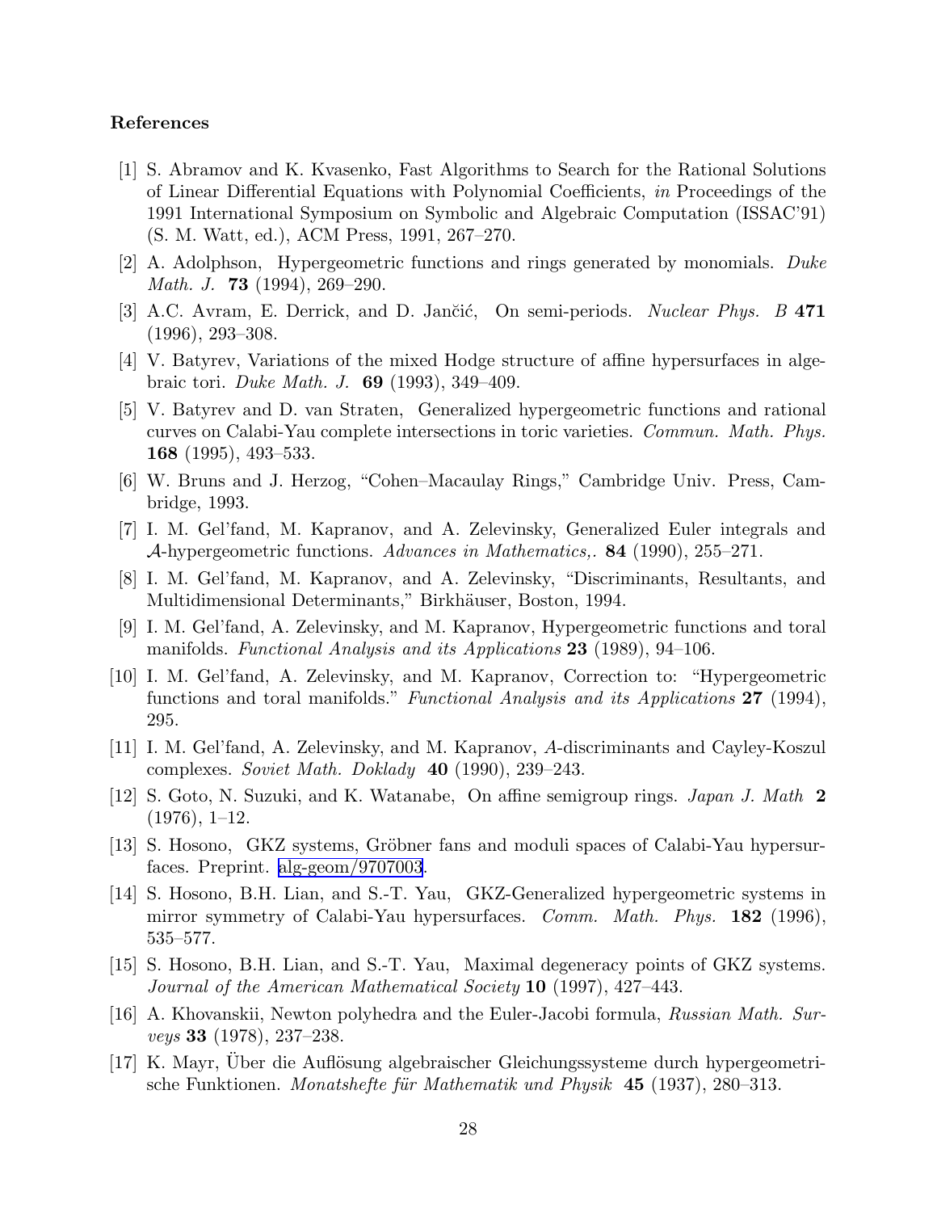**References**

[1] S. Abramov and K. Kvasenko, Fast Algorithms to Search for the Rational Solutions of Linear Differential Equations with Polynomial Coefficients, *in* Proceedings of the 1991 International Symposium on Symbolic and Algebraic Computation (ISSAC'91) (S. M. Watt, ed.), ACM Press, 1991, 267–270.

[2] A. Adolphson, Hypergeometric functions and rings generated by monomials. *Duke Math. J.* **73** (1994), 269–290.

[3] A.C. Avram, E. Derrick, and D. Jančić, On semi-periods. *Nuclear Phys. B* **471** (1996), 293–308.

[4] V. Batyrev, Variations of the mixed Hodge structure of affine hypersurfaces in algebraic tori. *Duke Math. J.* **69** (1993), 349–409.

[5] V. Batyrev and D. van Straten, Generalized hypergeometric functions and rational curves on Calabi-Yau complete intersections in toric varieties. *Commun. Math. Phys.* **168** (1995), 493–533.

[6] W. Bruns and J. Herzog, "Cohen–Macaulay Rings," Cambridge Univ. Press, Cambridge, 1993.

[7] I. M. Gel'fand, M. Kapranov, and A. Zelevinsky, Generalized Euler integrals and $\mathcal{A}$-hypergeometric functions. *Advances in Mathematics,.* **84** (1990), 255–271.

[8] I. M. Gel'fand, M. Kapranov, and A. Zelevinsky, "Discriminants, Resultants, and Multidimensional Determinants," Birkhäuser, Boston, 1994.

[9] I. M. Gel'fand, A. Zelevinsky, and M. Kapranov, Hypergeometric functions and toral manifolds. *Functional Analysis and its Applications* **23** (1989), 94–106.

[10] I. M. Gel'fand, A. Zelevinsky, and M. Kapranov, Correction to: "Hypergeometric functions and toral manifolds." *Functional Analysis and its Applications* **27** (1994), 295.

[11] I. M. Gel'fand, A. Zelevinsky, and M. Kapranov, $A$-discriminants and Cayley-Koszul complexes. *Soviet Math. Doklady* **40** (1990), 239–243.

[12] S. Goto, N. Suzuki, and K. Watanabe, On affine semigroup rings. *Japan J. Math* **2** (1976), 1–12.

[13] S. Hosono, GKZ systems, Gröbner fans and moduli spaces of Calabi-Yau hypersurfaces. Preprint. alg-geom/9707003.

[14] S. Hosono, B.H. Lian, and S.-T. Yau, GKZ-Generalized hypergeometric systems in mirror symmetry of Calabi-Yau hypersurfaces. *Comm. Math. Phys.* **182** (1996), 535–577.

[15] S. Hosono, B.H. Lian, and S.-T. Yau, Maximal degeneracy points of GKZ systems. *Journal of the American Mathematical Society* **10** (1997), 427–443.

[16] A. Khovanskii, Newton polyhedra and the Euler-Jacobi formula, *Russian Math. Surveys* **33** (1978), 237–238.

[17] K. Mayr, Über die Auflösung algebraischer Gleichungssysteme durch hypergeometrische Funktionen. *Monatshefte für Mathematik und Physik* **45** (1937), 280–313.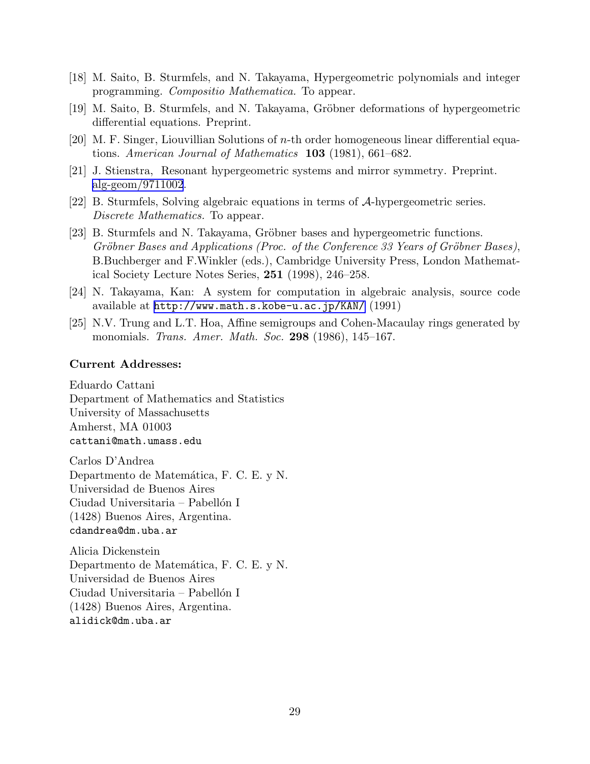[18] M. Saito, B. Sturmfels, and N. Takayama, Hypergeometric polynomials and integer programming. *Compositio Mathematica.* To appear.

[19] M. Saito, B. Sturmfels, and N. Takayama, Gröbner deformations of hypergeometric differential equations. Preprint.

[20] M. F. Singer, Liouvillian Solutions of $n$-th order homogeneous linear differential equations. *American Journal of Mathematics* **103** (1981), 661–682.

[21] J. Stienstra, Resonant hypergeometric systems and mirror symmetry. Preprint. alg-geom/9711002.

[22] B. Sturmfels, Solving algebraic equations in terms of $\mathcal{A}$-hypergeometric series. *Discrete Mathematics.* To appear.

[23] B. Sturmfels and N. Takayama, Gröbner bases and hypergeometric functions. *Gröbner Bases and Applications (Proc. of the Conference 33 Years of Gröbner Bases)*, B.Buchberger and F.Winkler (eds.), Cambridge University Press, London Mathematical Society Lecture Notes Series, **251** (1998), 246–258.

[24] N. Takayama, Kan: A system for computation in algebraic analysis, source code available at `http://www.math.s.kobe-u.ac.jp/KAN/` (1991)

[25] N.V. Trung and L.T. Hoa, Affine semigroups and Cohen-Macaulay rings generated by monomials. *Trans. Amer. Math. Soc.* **298** (1986), 145–167.

**Current Addresses:**

Eduardo Cattani
Department of Mathematics and Statistics
University of Massachusetts
Amherst, MA 01003
`cattani@math.umass.edu`

Carlos D'Andrea
Departmento de Matemática, F. C. E. y N.
Universidad de Buenos Aires
Ciudad Universitaria – Pabellón I
(1428) Buenos Aires, Argentina.
`cdandrea@dm.uba.ar`

Alicia Dickenstein
Departmento de Matemática, F. C. E. y N.
Universidad de Buenos Aires
Ciudad Universitaria – Pabellón I
(1428) Buenos Aires, Argentina.
`alidick@dm.uba.ar`